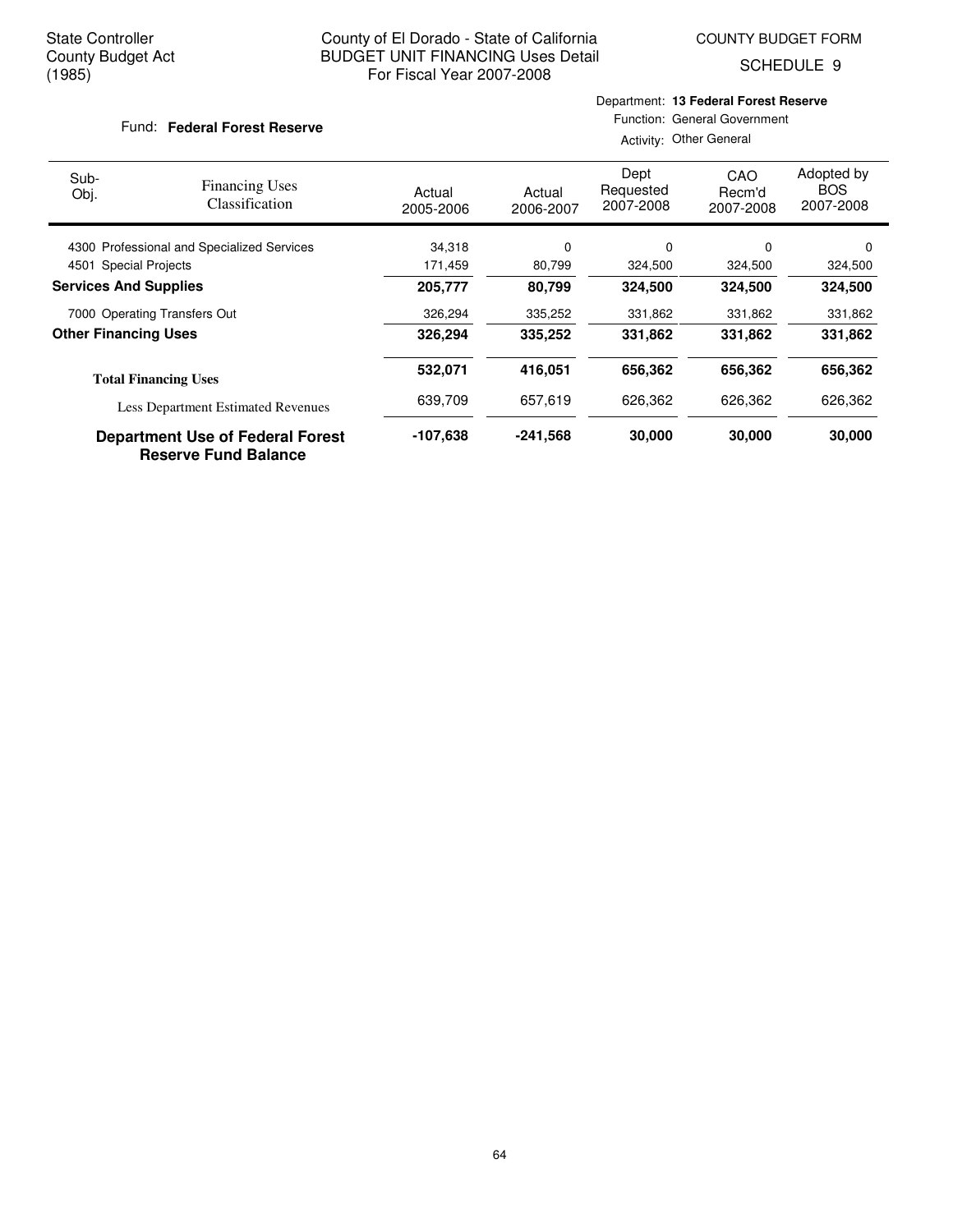State Controller
County Budget Act
(1985)

County of El Dorado - State of California
BUDGET UNIT FINANCING Uses Detail
For Fiscal Year 2007-2008

COUNTY BUDGET FORM

SCHEDULE 9

Fund: **Federal Forest Reserve**

Department: **13 Federal Forest Reserve**
Function: General Government
Activity: Other General

| Sub-Obj. | Financing Uses Classification | Actual 2005-2006 | Actual 2006-2007 | Dept Requested 2007-2008 | CAO Recm'd 2007-2008 | Adopted by BOS 2007-2008 |
|---|---|---|---|---|---|---|
| 4300 | Professional and Specialized Services | 34,318 | 0 | 0 | 0 | 0 |
| 4501 | Special Projects | 171,459 | 80,799 | 324,500 | 324,500 | 324,500 |
| **Services And Supplies** | | **205,777** | **80,799** | **324,500** | **324,500** | **324,500** |
| 7000 | Operating Transfers Out | 326,294 | 335,252 | 331,862 | 331,862 | 331,862 |
| **Other Financing Uses** | | **326,294** | **335,252** | **331,862** | **331,862** | **331,862** |
| **Total Financing Uses** | | **532,071** | **416,051** | **656,362** | **656,362** | **656,362** |
| Less Department Estimated Revenues | | 639,709 | 657,619 | 626,362 | 626,362 | 626,362 |
| **Department Use of Federal Forest Reserve Fund Balance** | | **-107,638** | **-241,568** | **30,000** | **30,000** | **30,000** |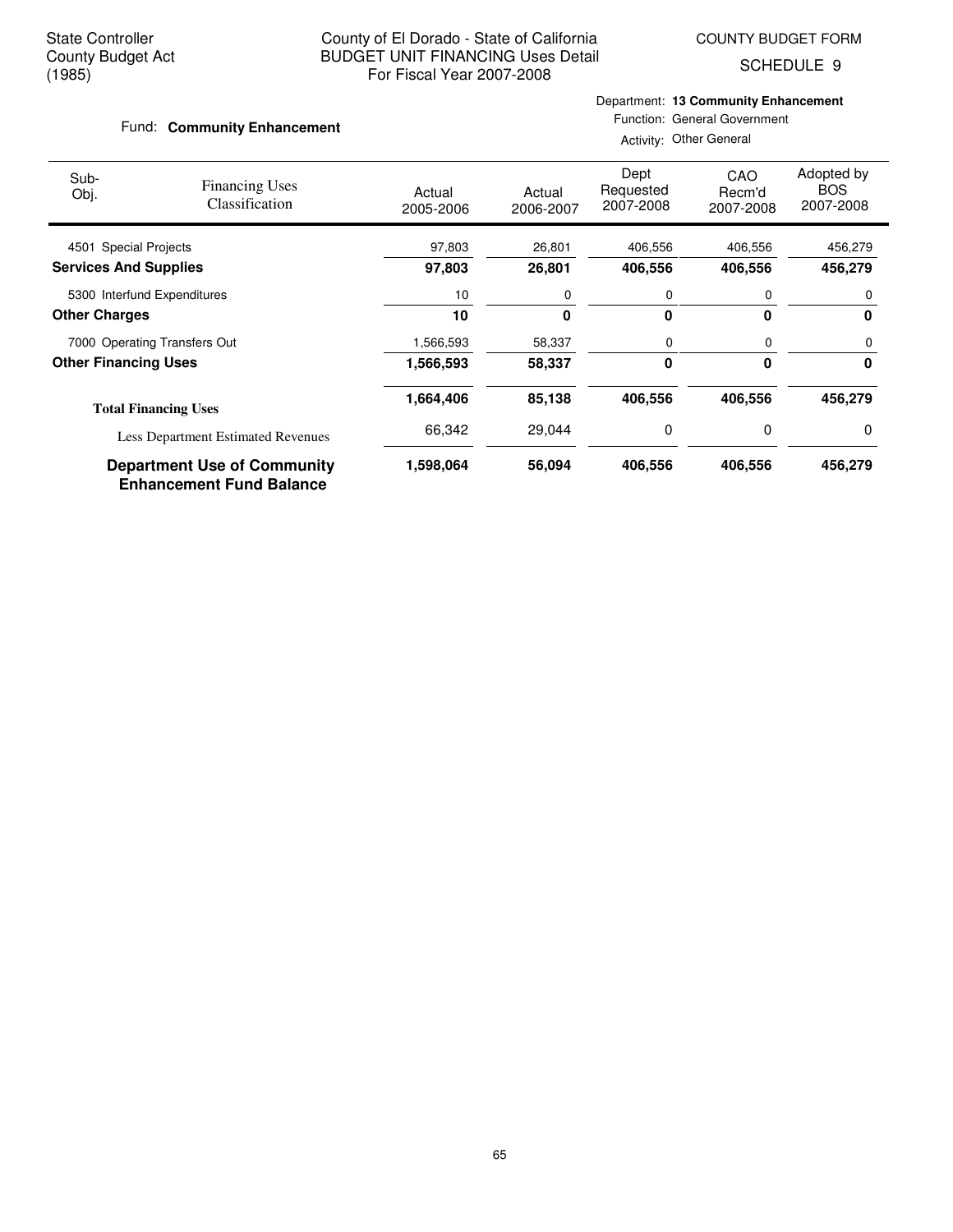State Controller
County Budget Act
(1985)

County of El Dorado - State of California
BUDGET UNIT FINANCING Uses Detail
For Fiscal Year 2007-2008

COUNTY BUDGET FORM

SCHEDULE 9

Fund: **Community Enhancement**

Department: **13 Community Enhancement**
Function: General Government
Activity: Other General

| Sub-Obj. | Financing Uses Classification | Actual 2005-2006 | Actual 2006-2007 | Dept Requested 2007-2008 | CAO Recm'd 2007-2008 | Adopted by BOS 2007-2008 |
|---|---|---|---|---|---|---|
| 4501 | Special Projects | 97,803 | 26,801 | 406,556 | 406,556 | 456,279 |
| **Services And Supplies** | | **97,803** | **26,801** | **406,556** | **406,556** | **456,279** |
| 5300 | Interfund Expenditures | 10 | 0 | 0 | 0 | 0 |
| **Other Charges** | | **10** | **0** | **0** | **0** | **0** |
| 7000 | Operating Transfers Out | 1,566,593 | 58,337 | 0 | 0 | 0 |
| **Other Financing Uses** | | **1,566,593** | **58,337** | **0** | **0** | **0** |
| **Total Financing Uses** | | **1,664,406** | **85,138** | **406,556** | **406,556** | **456,279** |
| | Less Department Estimated Revenues | 66,342 | 29,044 | 0 | 0 | 0 |
| **Department Use of Community Enhancement Fund Balance** | | **1,598,064** | **56,094** | **406,556** | **406,556** | **456,279** |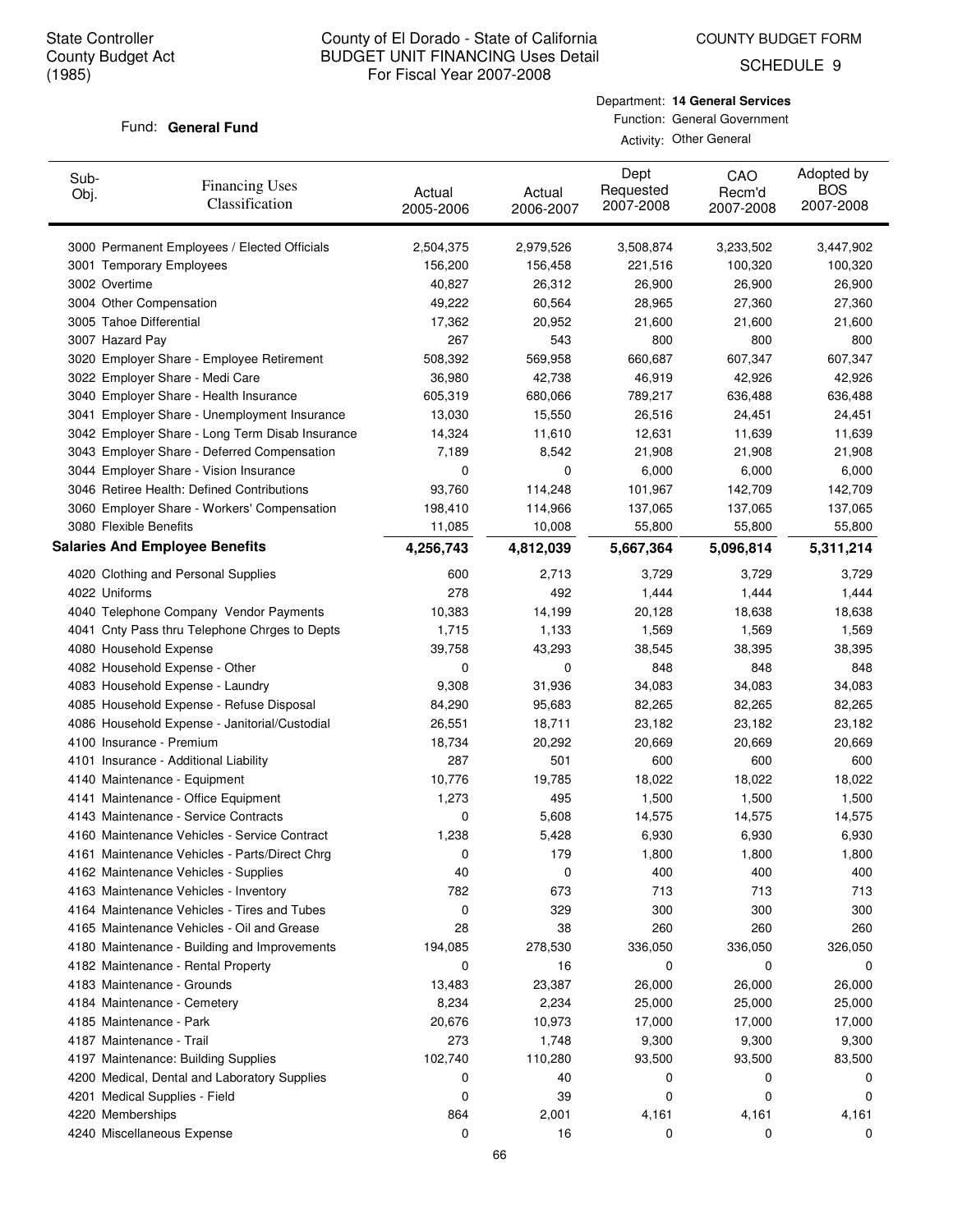State Controller
County Budget Act
(1985)

# County of El Dorado - State of California
## BUDGET UNIT FINANCING Uses Detail
For Fiscal Year 2007-2008

COUNTY BUDGET FORM
SCHEDULE 9

Fund: **General Fund**

Department: **14 General Services**
Function: General Government
Activity: Other General

| Sub-Obj. | Financing Uses Classification | Actual 2005-2006 | Actual 2006-2007 | Dept Requested 2007-2008 | CAO Recm'd 2007-2008 | Adopted by BOS 2007-2008 |
|---|---|---|---|---|---|---|
| 3000 | Permanent Employees / Elected Officials | 2,504,375 | 2,979,526 | 3,508,874 | 3,233,502 | 3,447,902 |
| 3001 | Temporary Employees | 156,200 | 156,458 | 221,516 | 100,320 | 100,320 |
| 3002 | Overtime | 40,827 | 26,312 | 26,900 | 26,900 | 26,900 |
| 3004 | Other Compensation | 49,222 | 60,564 | 28,965 | 27,360 | 27,360 |
| 3005 | Tahoe Differential | 17,362 | 20,952 | 21,600 | 21,600 | 21,600 |
| 3007 | Hazard Pay | 267 | 543 | 800 | 800 | 800 |
| 3020 | Employer Share - Employee Retirement | 508,392 | 569,958 | 660,687 | 607,347 | 607,347 |
| 3022 | Employer Share - Medi Care | 36,980 | 42,738 | 46,919 | 42,926 | 42,926 |
| 3040 | Employer Share - Health Insurance | 605,319 | 680,066 | 789,217 | 636,488 | 636,488 |
| 3041 | Employer Share - Unemployment Insurance | 13,030 | 15,550 | 26,516 | 24,451 | 24,451 |
| 3042 | Employer Share - Long Term Disab Insurance | 14,324 | 11,610 | 12,631 | 11,639 | 11,639 |
| 3043 | Employer Share - Deferred Compensation | 7,189 | 8,542 | 21,908 | 21,908 | 21,908 |
| 3044 | Employer Share - Vision Insurance | 0 | 0 | 6,000 | 6,000 | 6,000 |
| 3046 | Retiree Health: Defined Contributions | 93,760 | 114,248 | 101,967 | 142,709 | 142,709 |
| 3060 | Employer Share - Workers' Compensation | 198,410 | 114,966 | 137,065 | 137,065 | 137,065 |
| 3080 | Flexible Benefits | 11,085 | 10,008 | 55,800 | 55,800 | 55,800 |
| **Salaries And Employee Benefits** | | **4,256,743** | **4,812,039** | **5,667,364** | **5,096,814** | **5,311,214** |
| 4020 | Clothing and Personal Supplies | 600 | 2,713 | 3,729 | 3,729 | 3,729 |
| 4022 | Uniforms | 278 | 492 | 1,444 | 1,444 | 1,444 |
| 4040 | Telephone Company Vendor Payments | 10,383 | 14,199 | 20,128 | 18,638 | 18,638 |
| 4041 | Cnty Pass thru Telephone Chrges to Depts | 1,715 | 1,133 | 1,569 | 1,569 | 1,569 |
| 4080 | Household Expense | 39,758 | 43,293 | 38,545 | 38,395 | 38,395 |
| 4082 | Household Expense - Other | 0 | 0 | 848 | 848 | 848 |
| 4083 | Household Expense - Laundry | 9,308 | 31,936 | 34,083 | 34,083 | 34,083 |
| 4085 | Household Expense - Refuse Disposal | 84,290 | 95,683 | 82,265 | 82,265 | 82,265 |
| 4086 | Household Expense - Janitorial/Custodial | 26,551 | 18,711 | 23,182 | 23,182 | 23,182 |
| 4100 | Insurance - Premium | 18,734 | 20,292 | 20,669 | 20,669 | 20,669 |
| 4101 | Insurance - Additional Liability | 287 | 501 | 600 | 600 | 600 |
| 4140 | Maintenance - Equipment | 10,776 | 19,785 | 18,022 | 18,022 | 18,022 |
| 4141 | Maintenance - Office Equipment | 1,273 | 495 | 1,500 | 1,500 | 1,500 |
| 4143 | Maintenance - Service Contracts | 0 | 5,608 | 14,575 | 14,575 | 14,575 |
| 4160 | Maintenance Vehicles - Service Contract | 1,238 | 5,428 | 6,930 | 6,930 | 6,930 |
| 4161 | Maintenance Vehicles - Parts/Direct Chrg | 0 | 179 | 1,800 | 1,800 | 1,800 |
| 4162 | Maintenance Vehicles - Supplies | 40 | 0 | 400 | 400 | 400 |
| 4163 | Maintenance Vehicles - Inventory | 782 | 673 | 713 | 713 | 713 |
| 4164 | Maintenance Vehicles - Tires and Tubes | 0 | 329 | 300 | 300 | 300 |
| 4165 | Maintenance Vehicles - Oil and Grease | 28 | 38 | 260 | 260 | 260 |
| 4180 | Maintenance - Building and Improvements | 194,085 | 278,530 | 336,050 | 336,050 | 326,050 |
| 4182 | Maintenance - Rental Property | 0 | 16 | 0 | 0 | 0 |
| 4183 | Maintenance - Grounds | 13,483 | 23,387 | 26,000 | 26,000 | 26,000 |
| 4184 | Maintenance - Cemetery | 8,234 | 2,234 | 25,000 | 25,000 | 25,000 |
| 4185 | Maintenance - Park | 20,676 | 10,973 | 17,000 | 17,000 | 17,000 |
| 4187 | Maintenance - Trail | 273 | 1,748 | 9,300 | 9,300 | 9,300 |
| 4197 | Maintenance: Building Supplies | 102,740 | 110,280 | 93,500 | 93,500 | 83,500 |
| 4200 | Medical, Dental and Laboratory Supplies | 0 | 40 | 0 | 0 | 0 |
| 4201 | Medical Supplies - Field | 0 | 39 | 0 | 0 | 0 |
| 4220 | Memberships | 864 | 2,001 | 4,161 | 4,161 | 4,161 |
| 4240 | Miscellaneous Expense | 0 | 16 | 0 | 0 | 0 |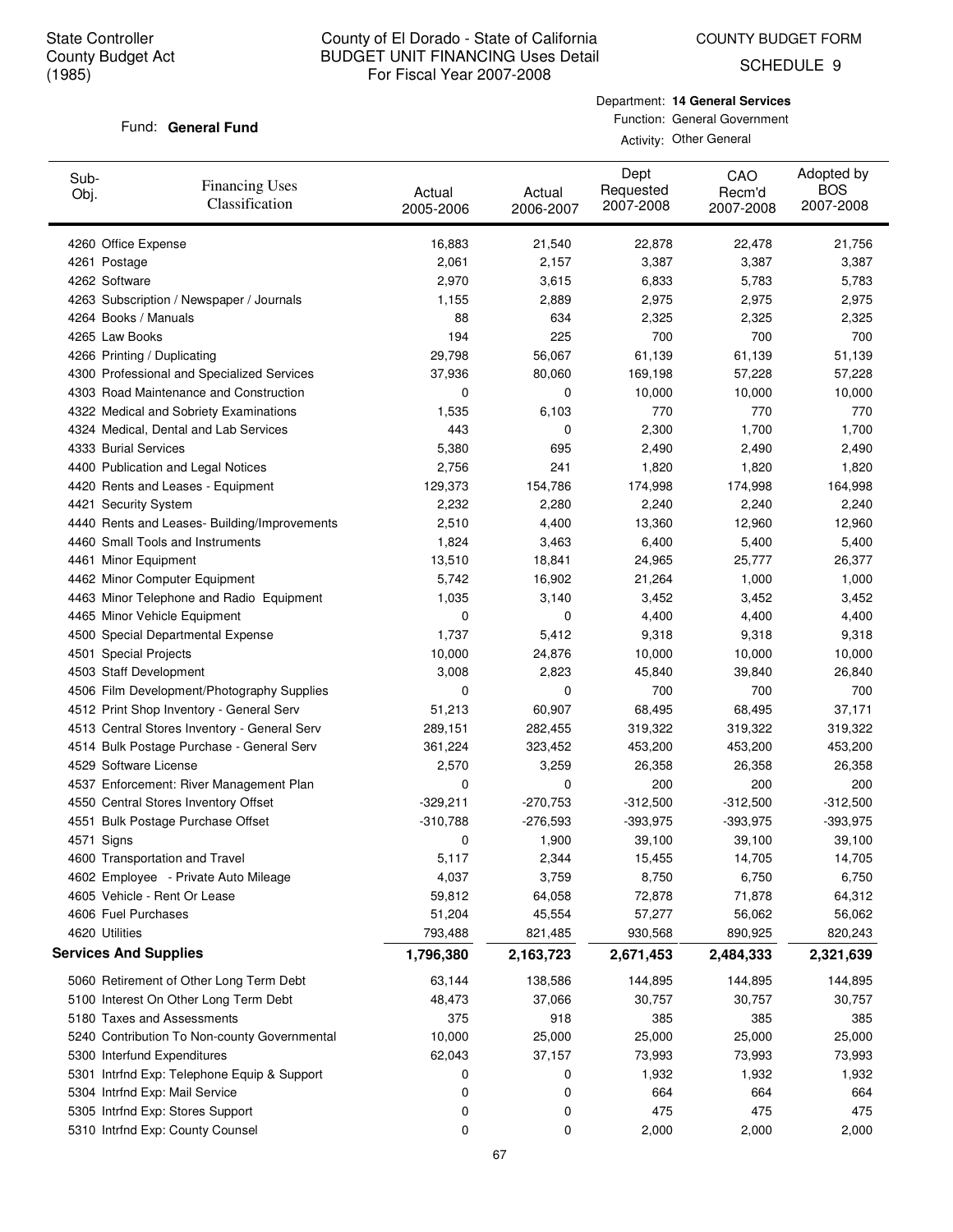State Controller
County Budget Act
(1985)

County of El Dorado - State of California
BUDGET UNIT FINANCING Uses Detail
For Fiscal Year 2007-2008

COUNTY BUDGET FORM
SCHEDULE 9

Fund: **General Fund**

Department: **14 General Services**
Function: General Government
Activity: Other General

| Sub-Obj. | Financing Uses Classification | Actual 2005-2006 | Actual 2006-2007 | Dept Requested 2007-2008 | CAO Recm'd 2007-2008 | Adopted by BOS 2007-2008 |
|---|---|---|---|---|---|---|
| 4260 | Office Expense | 16,883 | 21,540 | 22,878 | 22,478 | 21,756 |
| 4261 | Postage | 2,061 | 2,157 | 3,387 | 3,387 | 3,387 |
| 4262 | Software | 2,970 | 3,615 | 6,833 | 5,783 | 5,783 |
| 4263 | Subscription / Newspaper / Journals | 1,155 | 2,889 | 2,975 | 2,975 | 2,975 |
| 4264 | Books / Manuals | 88 | 634 | 2,325 | 2,325 | 2,325 |
| 4265 | Law Books | 194 | 225 | 700 | 700 | 700 |
| 4266 | Printing / Duplicating | 29,798 | 56,067 | 61,139 | 61,139 | 51,139 |
| 4300 | Professional and Specialized Services | 37,936 | 80,060 | 169,198 | 57,228 | 57,228 |
| 4303 | Road Maintenance and Construction | 0 | 0 | 10,000 | 10,000 | 10,000 |
| 4322 | Medical and Sobriety Examinations | 1,535 | 6,103 | 770 | 770 | 770 |
| 4324 | Medical, Dental and Lab Services | 443 | 0 | 2,300 | 1,700 | 1,700 |
| 4333 | Burial Services | 5,380 | 695 | 2,490 | 2,490 | 2,490 |
| 4400 | Publication and Legal Notices | 2,756 | 241 | 1,820 | 1,820 | 1,820 |
| 4420 | Rents and Leases - Equipment | 129,373 | 154,786 | 174,998 | 174,998 | 164,998 |
| 4421 | Security System | 2,232 | 2,280 | 2,240 | 2,240 | 2,240 |
| 4440 | Rents and Leases- Building/Improvements | 2,510 | 4,400 | 13,360 | 12,960 | 12,960 |
| 4460 | Small Tools and Instruments | 1,824 | 3,463 | 6,400 | 5,400 | 5,400 |
| 4461 | Minor Equipment | 13,510 | 18,841 | 24,965 | 25,777 | 26,377 |
| 4462 | Minor Computer Equipment | 5,742 | 16,902 | 21,264 | 1,000 | 1,000 |
| 4463 | Minor Telephone and Radio Equipment | 1,035 | 3,140 | 3,452 | 3,452 | 3,452 |
| 4465 | Minor Vehicle Equipment | 0 | 0 | 4,400 | 4,400 | 4,400 |
| 4500 | Special Departmental Expense | 1,737 | 5,412 | 9,318 | 9,318 | 9,318 |
| 4501 | Special Projects | 10,000 | 24,876 | 10,000 | 10,000 | 10,000 |
| 4503 | Staff Development | 3,008 | 2,823 | 45,840 | 39,840 | 26,840 |
| 4506 | Film Development/Photography Supplies | 0 | 0 | 700 | 700 | 700 |
| 4512 | Print Shop Inventory - General Serv | 51,213 | 60,907 | 68,495 | 68,495 | 37,171 |
| 4513 | Central Stores Inventory - General Serv | 289,151 | 282,455 | 319,322 | 319,322 | 319,322 |
| 4514 | Bulk Postage Purchase - General Serv | 361,224 | 323,452 | 453,200 | 453,200 | 453,200 |
| 4529 | Software License | 2,570 | 3,259 | 26,358 | 26,358 | 26,358 |
| 4537 | Enforcement: River Management Plan | 0 | 0 | 200 | 200 | 200 |
| 4550 | Central Stores Inventory Offset | -329,211 | -270,753 | -312,500 | -312,500 | -312,500 |
| 4551 | Bulk Postage Purchase Offset | -310,788 | -276,593 | -393,975 | -393,975 | -393,975 |
| 4571 | Signs | 0 | 1,900 | 39,100 | 39,100 | 39,100 |
| 4600 | Transportation and Travel | 5,117 | 2,344 | 15,455 | 14,705 | 14,705 |
| 4602 | Employee - Private Auto Mileage | 4,037 | 3,759 | 8,750 | 6,750 | 6,750 |
| 4605 | Vehicle - Rent Or Lease | 59,812 | 64,058 | 72,878 | 71,878 | 64,312 |
| 4606 | Fuel Purchases | 51,204 | 45,554 | 57,277 | 56,062 | 56,062 |
| 4620 | Utilities | 793,488 | 821,485 | 930,568 | 890,925 | 820,243 |
| **Services And Supplies** | | **1,796,380** | **2,163,723** | **2,671,453** | **2,484,333** | **2,321,639** |
| 5060 | Retirement of Other Long Term Debt | 63,144 | 138,586 | 144,895 | 144,895 | 144,895 |
| 5100 | Interest On Other Long Term Debt | 48,473 | 37,066 | 30,757 | 30,757 | 30,757 |
| 5180 | Taxes and Assessments | 375 | 918 | 385 | 385 | 385 |
| 5240 | Contribution To Non-county Governmental | 10,000 | 25,000 | 25,000 | 25,000 | 25,000 |
| 5300 | Interfund Expenditures | 62,043 | 37,157 | 73,993 | 73,993 | 73,993 |
| 5301 | Intrfnd Exp: Telephone Equip & Support | 0 | 0 | 1,932 | 1,932 | 1,932 |
| 5304 | Intrfnd Exp: Mail Service | 0 | 0 | 664 | 664 | 664 |
| 5305 | Intrfnd Exp: Stores Support | 0 | 0 | 475 | 475 | 475 |
| 5310 | Intrfnd Exp: County Counsel | 0 | 0 | 2,000 | 2,000 | 2,000 |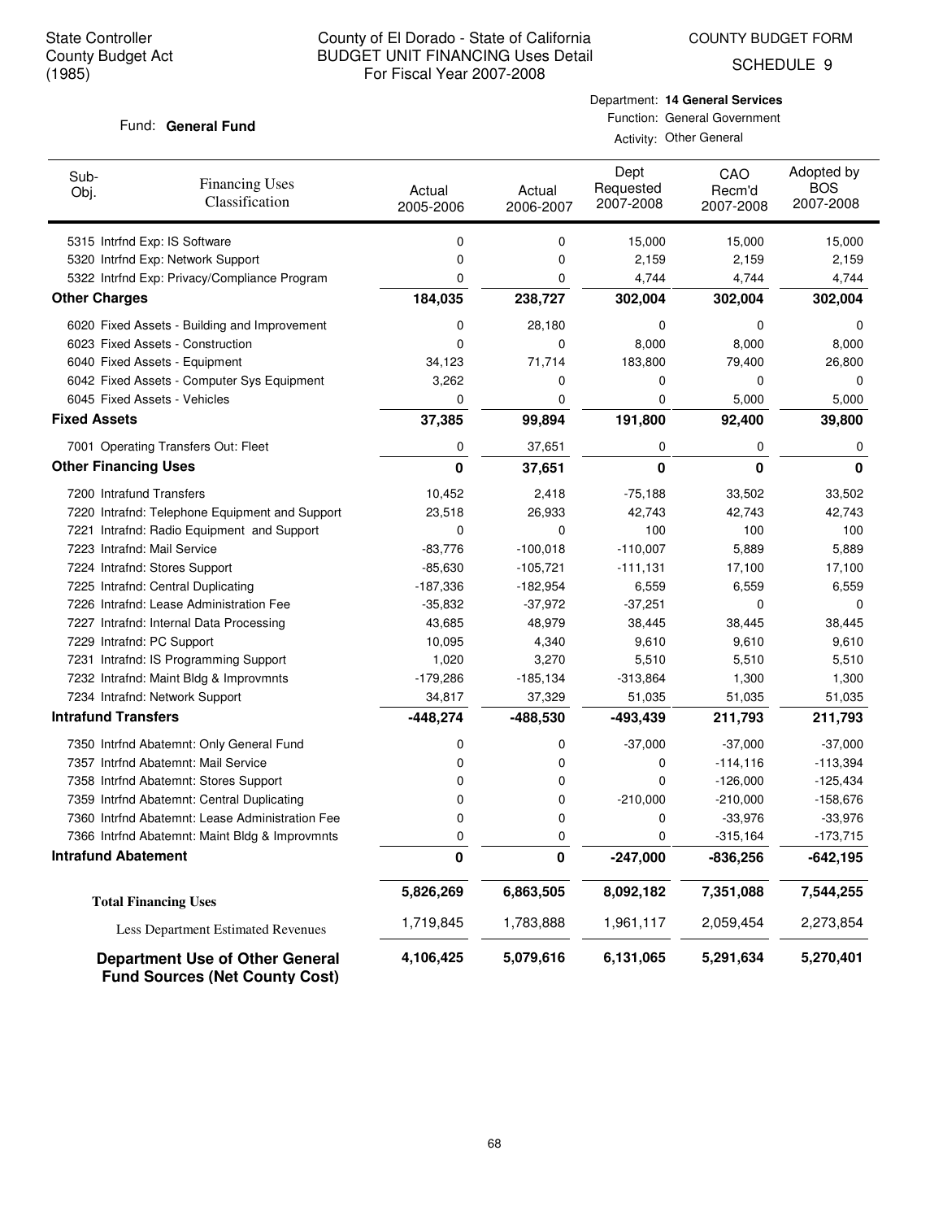State Controller
County Budget Act
(1985)

County of El Dorado - State of California
BUDGET UNIT FINANCING Uses Detail
For Fiscal Year 2007-2008

COUNTY BUDGET FORM
SCHEDULE 9

Fund: **General Fund**

Department: **14 General Services**
Function: General Government
Activity: Other General

| Sub-Obj. | Financing Uses Classification | Actual 2005-2006 | Actual 2006-2007 | Dept Requested 2007-2008 | CAO Recm'd 2007-2008 | Adopted by BOS 2007-2008 |
|---|---|---|---|---|---|---|
| 5315 | Intrfnd Exp: IS Software | 0 | 0 | 15,000 | 15,000 | 15,000 |
| 5320 | Intrfnd Exp: Network Support | 0 | 0 | 2,159 | 2,159 | 2,159 |
| 5322 | Intrfnd Exp: Privacy/Compliance Program | 0 | 0 | 4,744 | 4,744 | 4,744 |
| **Other Charges** | | **184,035** | **238,727** | **302,004** | **302,004** | **302,004** |
| 6020 | Fixed Assets - Building and Improvement | 0 | 28,180 | 0 | 0 | 0 |
| 6023 | Fixed Assets - Construction | 0 | 0 | 8,000 | 8,000 | 8,000 |
| 6040 | Fixed Assets - Equipment | 34,123 | 71,714 | 183,800 | 79,400 | 26,800 |
| 6042 | Fixed Assets - Computer Sys Equipment | 3,262 | 0 | 0 | 0 | 0 |
| 6045 | Fixed Assets - Vehicles | 0 | 0 | 0 | 5,000 | 5,000 |
| **Fixed Assets** | | **37,385** | **99,894** | **191,800** | **92,400** | **39,800** |
| 7001 | Operating Transfers Out: Fleet | 0 | 37,651 | 0 | 0 | 0 |
| **Other Financing Uses** | | **0** | **37,651** | **0** | **0** | **0** |
| 7200 | Intrafund Transfers | 10,452 | 2,418 | -75,188 | 33,502 | 33,502 |
| 7220 | Intrafnd: Telephone Equipment and Support | 23,518 | 26,933 | 42,743 | 42,743 | 42,743 |
| 7221 | Intrafnd: Radio Equipment and Support | 0 | 0 | 100 | 100 | 100 |
| 7223 | Intrafnd: Mail Service | -83,776 | -100,018 | -110,007 | 5,889 | 5,889 |
| 7224 | Intrafnd: Stores Support | -85,630 | -105,721 | -111,131 | 17,100 | 17,100 |
| 7225 | Intrafnd: Central Duplicating | -187,336 | -182,954 | 6,559 | 6,559 | 6,559 |
| 7226 | Intrafnd: Lease Administration Fee | -35,832 | -37,972 | -37,251 | 0 | 0 |
| 7227 | Intrafnd: Internal Data Processing | 43,685 | 48,979 | 38,445 | 38,445 | 38,445 |
| 7229 | Intrafnd: PC Support | 10,095 | 4,340 | 9,610 | 9,610 | 9,610 |
| 7231 | Intrafnd: IS Programming Support | 1,020 | 3,270 | 5,510 | 5,510 | 5,510 |
| 7232 | Intrafnd: Maint Bldg & Improvmnts | -179,286 | -185,134 | -313,864 | 1,300 | 1,300 |
| 7234 | Intrafnd: Network Support | 34,817 | 37,329 | 51,035 | 51,035 | 51,035 |
| **Intrafund Transfers** | | **-448,274** | **-488,530** | **-493,439** | **211,793** | **211,793** |
| 7350 | Intrfnd Abatemnt: Only General Fund | 0 | 0 | -37,000 | -37,000 | -37,000 |
| 7357 | Intrfnd Abatemnt: Mail Service | 0 | 0 | 0 | -114,116 | -113,394 |
| 7358 | Intrfnd Abatemnt: Stores Support | 0 | 0 | 0 | -126,000 | -125,434 |
| 7359 | Intrfnd Abatemnt: Central Duplicating | 0 | 0 | -210,000 | -210,000 | -158,676 |
| 7360 | Intrfnd Abatemnt: Lease Administration Fee | 0 | 0 | 0 | -33,976 | -33,976 |
| 7366 | Intrfnd Abatemnt: Maint Bldg & Improvmnts | 0 | 0 | 0 | -315,164 | -173,715 |
| **Intrafund Abatement** | | **0** | **0** | **-247,000** | **-836,256** | **-642,195** |
| **Total Financing Uses** | | **5,826,269** | **6,863,505** | **8,092,182** | **7,351,088** | **7,544,255** |
| Less Department Estimated Revenues | | 1,719,845 | 1,783,888 | 1,961,117 | 2,059,454 | 2,273,854 |
| **Department Use of Other General Fund Sources (Net County Cost)** | | **4,106,425** | **5,079,616** | **6,131,065** | **5,291,634** | **5,270,401** |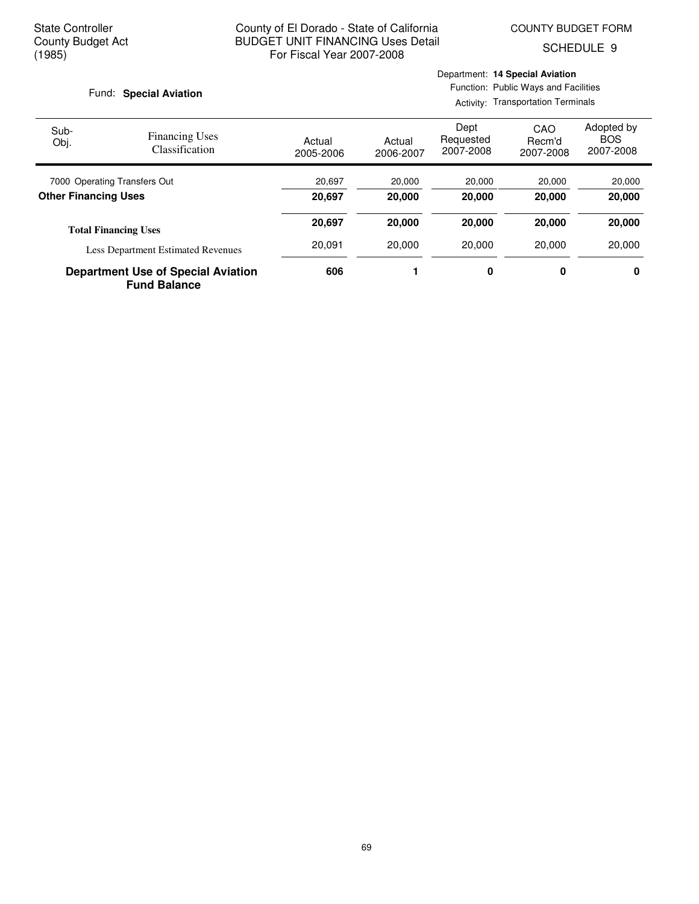State Controller
County Budget Act
(1985)

County of El Dorado - State of California
BUDGET UNIT FINANCING Uses Detail
For Fiscal Year 2007-2008

COUNTY BUDGET FORM
SCHEDULE 9

Fund: **Special Aviation**

Department: **14 Special Aviation**
Function: Public Ways and Facilities
Activity: Transportation Terminals

| Sub-Obj. | Financing Uses Classification | Actual 2005-2006 | Actual 2006-2007 | Dept Requested 2007-2008 | CAO Recm'd 2007-2008 | Adopted by BOS 2007-2008 |
|---|---|---|---|---|---|---|
| 7000 | Operating Transfers Out | 20,697 | 20,000 | 20,000 | 20,000 | 20,000 |
| **Other Financing Uses** | | **20,697** | **20,000** | **20,000** | **20,000** | **20,000** |
| | **Total Financing Uses** | **20,697** | **20,000** | **20,000** | **20,000** | **20,000** |
| | Less Department Estimated Revenues | 20,091 | 20,000 | 20,000 | 20,000 | 20,000 |
| | **Department Use of Special Aviation Fund Balance** | **606** | **1** | **0** | **0** | **0** |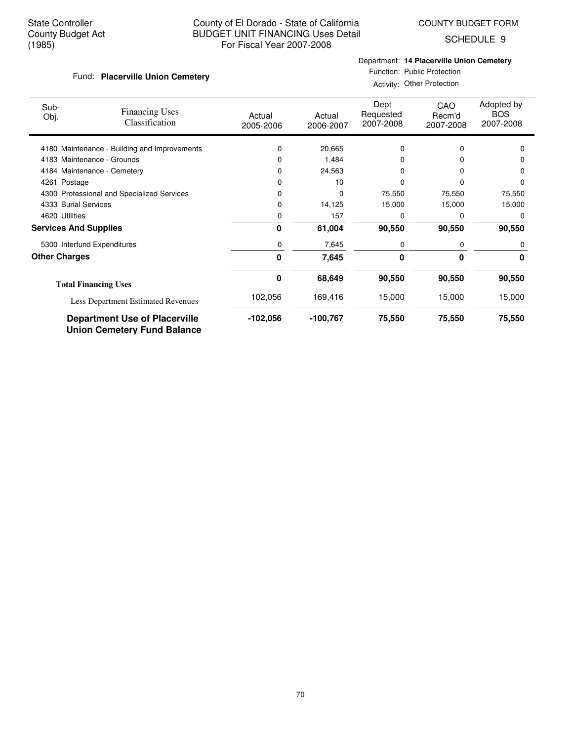State Controller
County Budget Act
(1985)

County of El Dorado - State of California
BUDGET UNIT FINANCING Uses Detail
For Fiscal Year 2007-2008

COUNTY BUDGET FORM
SCHEDULE 9

Fund: **Placerville Union Cemetery**

Department: **14 Placerville Union Cemetery**
Function: Public Protection
Activity: Other Protection

| Sub-Obj. | Financing Uses Classification | Actual 2005-2006 | Actual 2006-2007 | Dept Requested 2007-2008 | CAO Recm'd 2007-2008 | Adopted by BOS 2007-2008 |
|---|---|---|---|---|---|---|
| 4180 | Maintenance - Building and Improvements | 0 | 20,665 | 0 | 0 | 0 |
| 4183 | Maintenance - Grounds | 0 | 1,484 | 0 | 0 | 0 |
| 4184 | Maintenance - Cemetery | 0 | 24,563 | 0 | 0 | 0 |
| 4261 | Postage | 0 | 10 | 0 | 0 | 0 |
| 4300 | Professional and Specialized Services | 0 | 0 | 75,550 | 75,550 | 75,550 |
| 4333 | Burial Services | 0 | 14,125 | 15,000 | 15,000 | 15,000 |
| 4620 | Utilities | 0 | 157 | 0 | 0 | 0 |
| **Services And Supplies** | | **0** | **61,004** | **90,550** | **90,550** | **90,550** |
| 5300 | Interfund Expenditures | 0 | 7,645 | 0 | 0 | 0 |
| **Other Charges** | | **0** | **7,645** | **0** | **0** | **0** |
| **Total Financing Uses** | | **0** | **68,649** | **90,550** | **90,550** | **90,550** |
| | Less Department Estimated Revenues | 102,056 | 169,416 | 15,000 | 15,000 | 15,000 |
| **Department Use of Placerville Union Cemetery Fund Balance** | | **-102,056** | **-100,767** | **75,550** | **75,550** | **75,550** |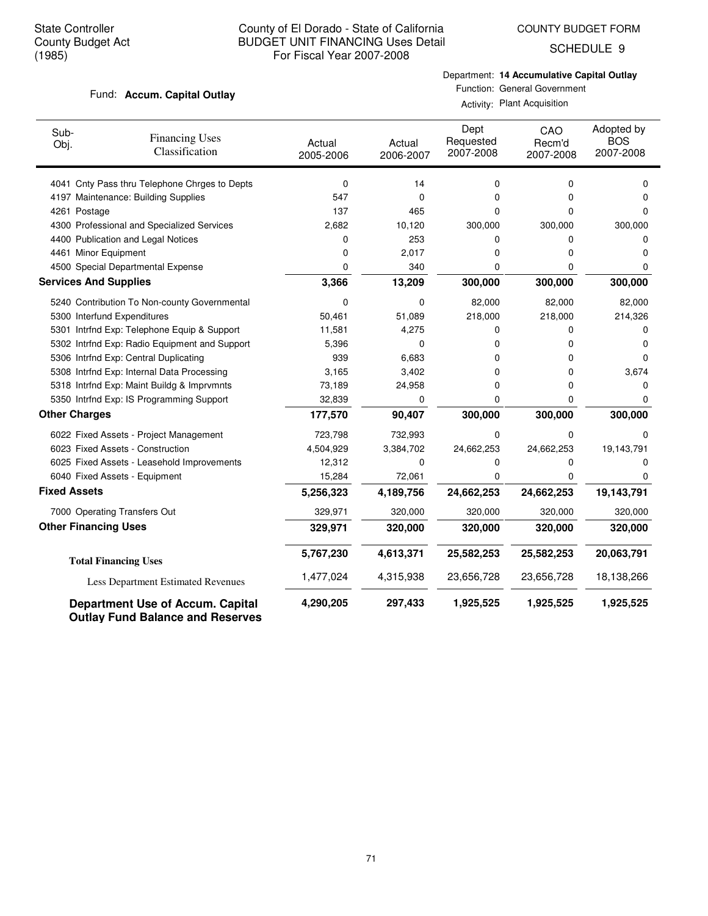State Controller
County Budget Act
(1985)

# County of El Dorado - State of California
## BUDGET UNIT FINANCING Uses Detail
## For Fiscal Year 2007-2008

COUNTY BUDGET FORM
SCHEDULE 9

Fund: **Accum. Capital Outlay**

Department: **14 Accumulative Capital Outlay**
Function: General Government
Activity: Plant Acquisition

| Sub-Obj. | Financing Uses Classification | Actual 2005-2006 | Actual 2006-2007 | Dept Requested 2007-2008 | CAO Recm'd 2007-2008 | Adopted by BOS 2007-2008 |
|---|---|---|---|---|---|---|
| 4041 | Cnty Pass thru Telephone Chrges to Depts | 0 | 14 | 0 | 0 | 0 |
| 4197 | Maintenance: Building Supplies | 547 | 0 | 0 | 0 | 0 |
| 4261 | Postage | 137 | 465 | 0 | 0 | 0 |
| 4300 | Professional and Specialized Services | 2,682 | 10,120 | 300,000 | 300,000 | 300,000 |
| 4400 | Publication and Legal Notices | 0 | 253 | 0 | 0 | 0 |
| 4461 | Minor Equipment | 0 | 2,017 | 0 | 0 | 0 |
| 4500 | Special Departmental Expense | 0 | 340 | 0 | 0 | 0 |
| **Services And Supplies** | | **3,366** | **13,209** | **300,000** | **300,000** | **300,000** |
| 5240 | Contribution To Non-county Governmental | 0 | 0 | 82,000 | 82,000 | 82,000 |
| 5300 | Interfund Expenditures | 50,461 | 51,089 | 218,000 | 218,000 | 214,326 |
| 5301 | Intrfnd Exp: Telephone Equip & Support | 11,581 | 4,275 | 0 | 0 | 0 |
| 5302 | Intrfnd Exp: Radio Equipment and Support | 5,396 | 0 | 0 | 0 | 0 |
| 5306 | Intrfnd Exp: Central Duplicating | 939 | 6,683 | 0 | 0 | 0 |
| 5308 | Intrfnd Exp: Internal Data Processing | 3,165 | 3,402 | 0 | 0 | 3,674 |
| 5318 | Intrfnd Exp: Maint Buildg & Imprvmnts | 73,189 | 24,958 | 0 | 0 | 0 |
| 5350 | Intrfnd Exp: IS Programming Support | 32,839 | 0 | 0 | 0 | 0 |
| **Other Charges** | | **177,570** | **90,407** | **300,000** | **300,000** | **300,000** |
| 6022 | Fixed Assets - Project Management | 723,798 | 732,993 | 0 | 0 | 0 |
| 6023 | Fixed Assets - Construction | 4,504,929 | 3,384,702 | 24,662,253 | 24,662,253 | 19,143,791 |
| 6025 | Fixed Assets - Leasehold Improvements | 12,312 | 0 | 0 | 0 | 0 |
| 6040 | Fixed Assets - Equipment | 15,284 | 72,061 | 0 | 0 | 0 |
| **Fixed Assets** | | **5,256,323** | **4,189,756** | **24,662,253** | **24,662,253** | **19,143,791** |
| 7000 | Operating Transfers Out | 329,971 | 320,000 | 320,000 | 320,000 | 320,000 |
| **Other Financing Uses** | | **329,971** | **320,000** | **320,000** | **320,000** | **320,000** |
| **Total Financing Uses** | | **5,767,230** | **4,613,371** | **25,582,253** | **25,582,253** | **20,063,791** |
| Less Department Estimated Revenues | | 1,477,024 | 4,315,938 | 23,656,728 | 23,656,728 | 18,138,266 |
| **Department Use of Accum. Capital Outlay Fund Balance and Reserves** | | **4,290,205** | **297,433** | **1,925,525** | **1,925,525** | **1,925,525** |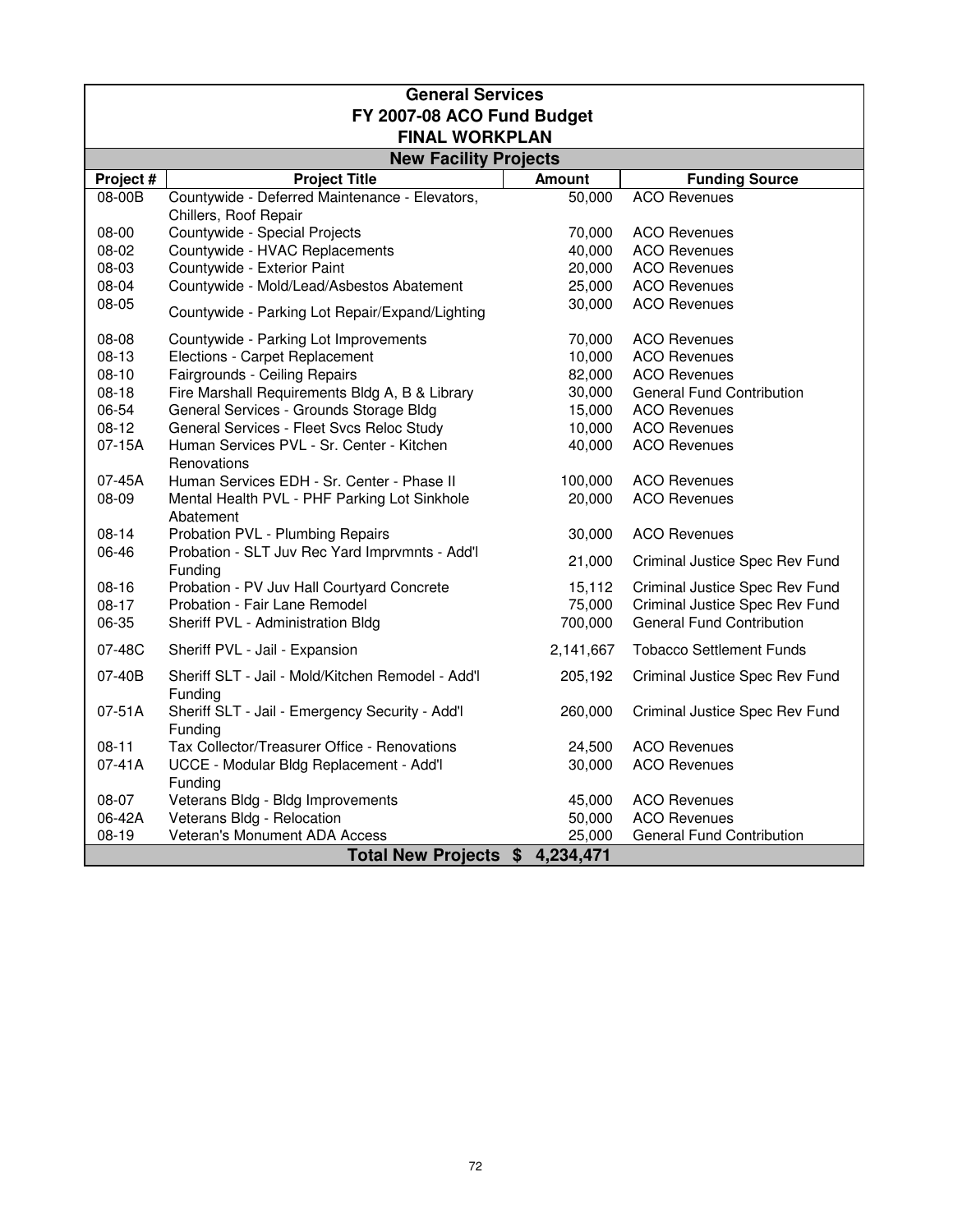## General Services
## FY 2007-08 ACO Fund Budget
## FINAL WORKPLAN

### New Facility Projects

| Project # | Project Title | Amount | Funding Source |
|---|---|---|---|
| 08-00B | Countywide - Deferred Maintenance - Elevators, Chillers, Roof Repair | 50,000 | ACO Revenues |
| 08-00 | Countywide - Special Projects | 70,000 | ACO Revenues |
| 08-02 | Countywide - HVAC Replacements | 40,000 | ACO Revenues |
| 08-03 | Countywide - Exterior Paint | 20,000 | ACO Revenues |
| 08-04 | Countywide - Mold/Lead/Asbestos Abatement | 25,000 | ACO Revenues |
| 08-05 | Countywide - Parking Lot Repair/Expand/Lighting | 30,000 | ACO Revenues |
| 08-08 | Countywide - Parking Lot Improvements | 70,000 | ACO Revenues |
| 08-13 | Elections - Carpet Replacement | 10,000 | ACO Revenues |
| 08-10 | Fairgrounds - Ceiling Repairs | 82,000 | ACO Revenues |
| 08-18 | Fire Marshall Requirements Bldg A, B & Library | 30,000 | General Fund Contribution |
| 06-54 | General Services - Grounds Storage Bldg | 15,000 | ACO Revenues |
| 08-12 | General Services - Fleet Svcs Reloc Study | 10,000 | ACO Revenues |
| 07-15A | Human Services PVL - Sr. Center - Kitchen Renovations | 40,000 | ACO Revenues |
| 07-45A | Human Services EDH - Sr. Center - Phase II | 100,000 | ACO Revenues |
| 08-09 | Mental Health PVL - PHF Parking Lot Sinkhole Abatement | 20,000 | ACO Revenues |
| 08-14 | Probation PVL - Plumbing Repairs | 30,000 | ACO Revenues |
| 06-46 | Probation - SLT Juv Rec Yard Imprvmnts - Add'l Funding | 21,000 | Criminal Justice Spec Rev Fund |
| 08-16 | Probation - PV Juv Hall Courtyard Concrete | 15,112 | Criminal Justice Spec Rev Fund |
| 08-17 | Probation - Fair Lane Remodel | 75,000 | Criminal Justice Spec Rev Fund |
| 06-35 | Sheriff PVL - Administration Bldg | 700,000 | General Fund Contribution |
| 07-48C | Sheriff PVL - Jail - Expansion | 2,141,667 | Tobacco Settlement Funds |
| 07-40B | Sheriff SLT - Jail - Mold/Kitchen Remodel - Add'l Funding | 205,192 | Criminal Justice Spec Rev Fund |
| 07-51A | Sheriff SLT - Jail - Emergency Security - Add'l Funding | 260,000 | Criminal Justice Spec Rev Fund |
| 08-11 | Tax Collector/Treasurer Office - Renovations | 24,500 | ACO Revenues |
| 07-41A | UCCE - Modular Bldg Replacement - Add'l Funding | 30,000 | ACO Revenues |
| 08-07 | Veterans Bldg - Bldg Improvements | 45,000 | ACO Revenues |
| 06-42A | Veterans Bldg - Relocation | 50,000 | ACO Revenues |
| 08-19 | Veteran's Monument ADA Access | 25,000 | General Fund Contribution |
| | **Total New Projects** | **$ 4,234,471** | |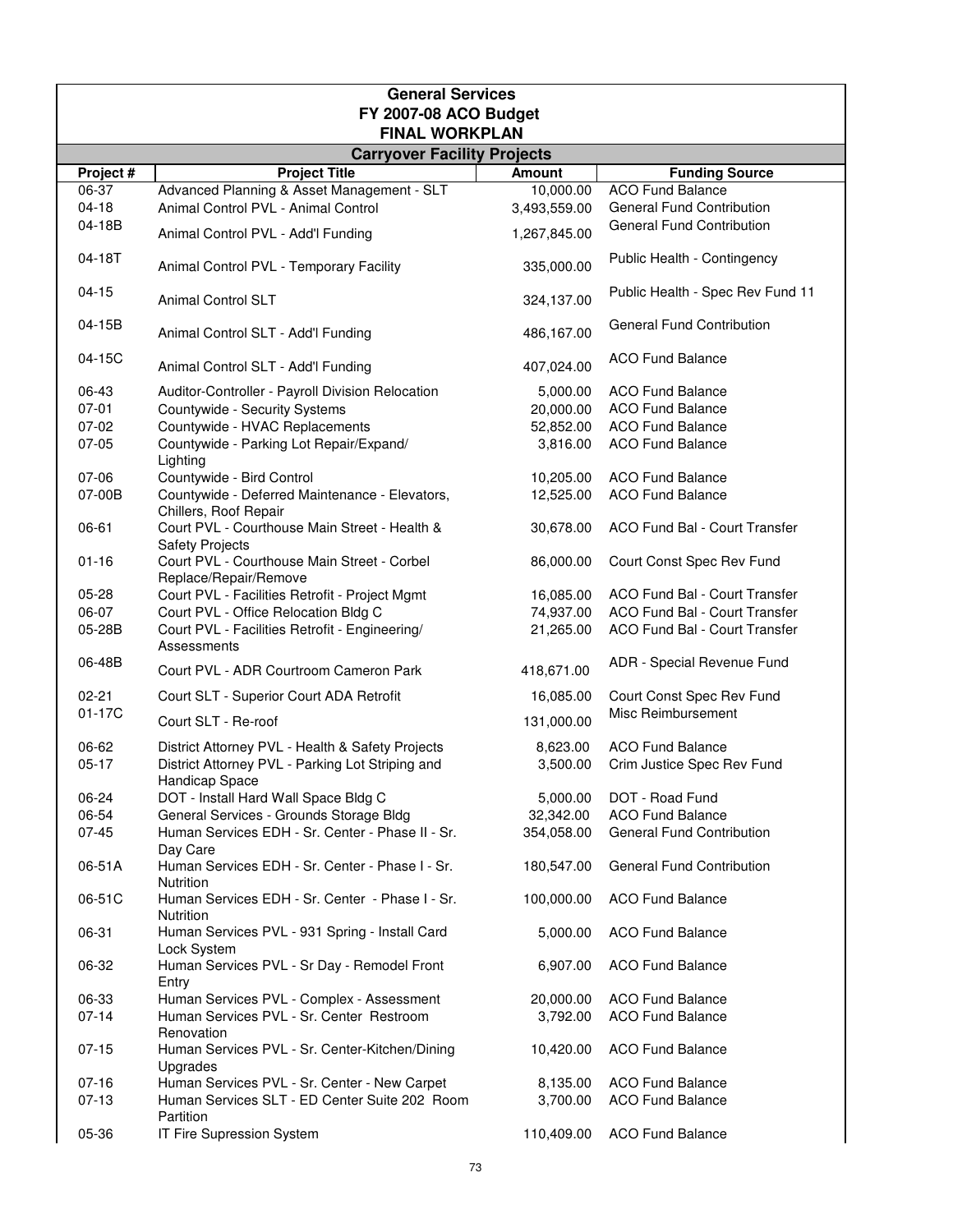# General Services
## FY 2007-08 ACO Budget
## FINAL WORKPLAN

### Carryover Facility Projects

| Project # | Project Title | Amount | Funding Source |
|---|---|---|---|
| 06-37 | Advanced Planning & Asset Management - SLT | 10,000.00 | ACO Fund Balance |
| 04-18 | Animal Control PVL - Animal Control | 3,493,559.00 | General Fund Contribution |
| 04-18B | Animal Control PVL - Add'l Funding | 1,267,845.00 | General Fund Contribution |
| 04-18T | Animal Control PVL - Temporary Facility | 335,000.00 | Public Health - Contingency |
| 04-15 | Animal Control SLT | 324,137.00 | Public Health - Spec Rev Fund 11 |
| 04-15B | Animal Control SLT - Add'l Funding | 486,167.00 | General Fund Contribution |
| 04-15C | Animal Control SLT - Add'l Funding | 407,024.00 | ACO Fund Balance |
| 06-43 | Auditor-Controller - Payroll Division Relocation | 5,000.00 | ACO Fund Balance |
| 07-01 | Countywide - Security Systems | 20,000.00 | ACO Fund Balance |
| 07-02 | Countywide - HVAC Replacements | 52,852.00 | ACO Fund Balance |
| 07-05 | Countywide - Parking Lot Repair/Expand/ Lighting | 3,816.00 | ACO Fund Balance |
| 07-06 | Countywide - Bird Control | 10,205.00 | ACO Fund Balance |
| 07-00B | Countywide - Deferred Maintenance - Elevators, Chillers, Roof Repair | 12,525.00 | ACO Fund Balance |
| 06-61 | Court PVL - Courthouse Main Street - Health & Safety Projects | 30,678.00 | ACO Fund Bal - Court Transfer |
| 01-16 | Court PVL - Courthouse Main Street - Corbel Replace/Repair/Remove | 86,000.00 | Court Const Spec Rev Fund |
| 05-28 | Court PVL - Facilities Retrofit - Project Mgmt | 16,085.00 | ACO Fund Bal - Court Transfer |
| 06-07 | Court PVL - Office Relocation Bldg C | 74,937.00 | ACO Fund Bal - Court Transfer |
| 05-28B | Court PVL - Facilities Retrofit - Engineering/ Assessments | 21,265.00 | ACO Fund Bal - Court Transfer |
| 06-48B | Court PVL - ADR Courtroom Cameron Park | 418,671.00 | ADR - Special Revenue Fund |
| 02-21 | Court SLT - Superior Court ADA Retrofit | 16,085.00 | Court Const Spec Rev Fund |
| 01-17C | Court SLT - Re-roof | 131,000.00 | Misc Reimbursement |
| 06-62 | District Attorney PVL - Health & Safety Projects | 8,623.00 | ACO Fund Balance |
| 05-17 | District Attorney PVL - Parking Lot Striping and Handicap Space | 3,500.00 | Crim Justice Spec Rev Fund |
| 06-24 | DOT - Install Hard Wall Space Bldg C | 5,000.00 | DOT - Road Fund |
| 06-54 | General Services - Grounds Storage Bldg | 32,342.00 | ACO Fund Balance |
| 07-45 | Human Services EDH - Sr. Center - Phase II - Sr. Day Care | 354,058.00 | General Fund Contribution |
| 06-51A | Human Services EDH - Sr. Center - Phase I - Sr. Nutrition | 180,547.00 | General Fund Contribution |
| 06-51C | Human Services EDH - Sr. Center - Phase I - Sr. Nutrition | 100,000.00 | ACO Fund Balance |
| 06-31 | Human Services PVL - 931 Spring - Install Card Lock System | 5,000.00 | ACO Fund Balance |
| 06-32 | Human Services PVL - Sr Day - Remodel Front Entry | 6,907.00 | ACO Fund Balance |
| 06-33 | Human Services PVL - Complex - Assessment | 20,000.00 | ACO Fund Balance |
| 07-14 | Human Services PVL - Sr. Center Restroom Renovation | 3,792.00 | ACO Fund Balance |
| 07-15 | Human Services PVL - Sr. Center-Kitchen/Dining Upgrades | 10,420.00 | ACO Fund Balance |
| 07-16 | Human Services PVL - Sr. Center - New Carpet | 8,135.00 | ACO Fund Balance |
| 07-13 | Human Services SLT - ED Center Suite 202 Room Partition | 3,700.00 | ACO Fund Balance |
| 05-36 | IT Fire Supression System | 110,409.00 | ACO Fund Balance |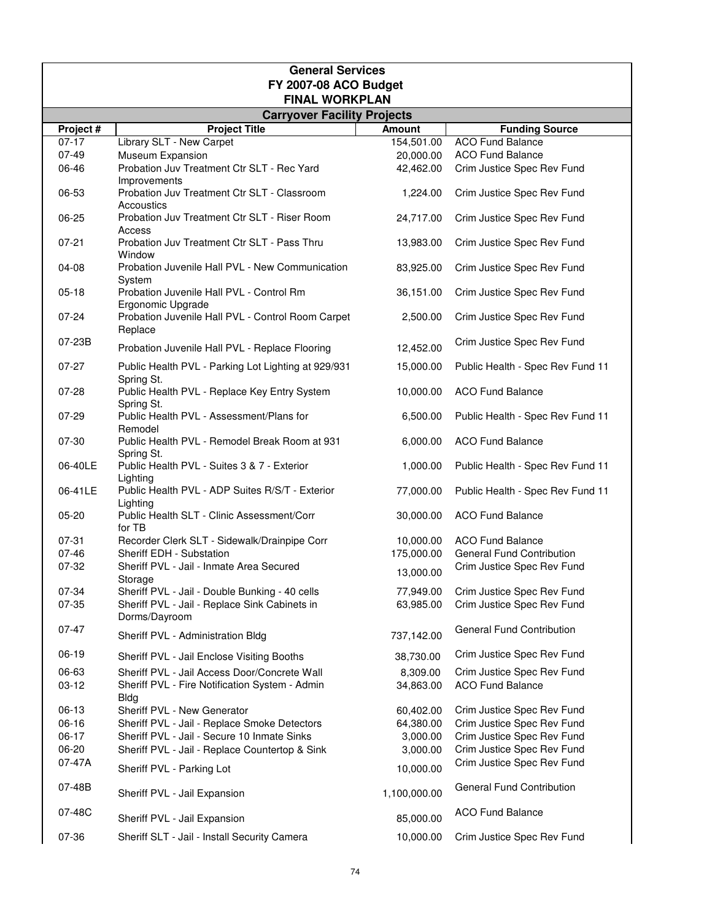# General Services
## FY 2007-08 ACO Budget
### FINAL WORKPLAN

**Carryover Facility Projects**

| Project # | Project Title | Amount | Funding Source |
|---|---|---|---|
| 07-17 | Library SLT - New Carpet | 154,501.00 | ACO Fund Balance |
| 07-49 | Museum Expansion | 20,000.00 | ACO Fund Balance |
| 06-46 | Probation Juv Treatment Ctr SLT - Rec Yard Improvements | 42,462.00 | Crim Justice Spec Rev Fund |
| 06-53 | Probation Juv Treatment Ctr SLT - Classroom Accoustics | 1,224.00 | Crim Justice Spec Rev Fund |
| 06-25 | Probation Juv Treatment Ctr SLT - Riser Room Access | 24,717.00 | Crim Justice Spec Rev Fund |
| 07-21 | Probation Juv Treatment Ctr SLT - Pass Thru Window | 13,983.00 | Crim Justice Spec Rev Fund |
| 04-08 | Probation Juvenile Hall PVL - New Communication System | 83,925.00 | Crim Justice Spec Rev Fund |
| 05-18 | Probation Juvenile Hall PVL - Control Rm Ergonomic Upgrade | 36,151.00 | Crim Justice Spec Rev Fund |
| 07-24 | Probation Juvenile Hall PVL - Control Room Carpet Replace | 2,500.00 | Crim Justice Spec Rev Fund |
| 07-23B | Probation Juvenile Hall PVL - Replace Flooring | 12,452.00 | Crim Justice Spec Rev Fund |
| 07-27 | Public Health PVL - Parking Lot Lighting at 929/931 Spring St. | 15,000.00 | Public Health - Spec Rev Fund 11 |
| 07-28 | Public Health PVL - Replace Key Entry System Spring St. | 10,000.00 | ACO Fund Balance |
| 07-29 | Public Health PVL - Assessment/Plans for Remodel | 6,500.00 | Public Health - Spec Rev Fund 11 |
| 07-30 | Public Health PVL - Remodel Break Room at 931 Spring St. | 6,000.00 | ACO Fund Balance |
| 06-40LE | Public Health PVL - Suites 3 & 7 - Exterior Lighting | 1,000.00 | Public Health - Spec Rev Fund 11 |
| 06-41LE | Public Health PVL - ADP Suites R/S/T - Exterior Lighting | 77,000.00 | Public Health - Spec Rev Fund 11 |
| 05-20 | Public Health SLT - Clinic Assessment/Corr for TB | 30,000.00 | ACO Fund Balance |
| 07-31 | Recorder Clerk SLT - Sidewalk/Drainpipe Corr | 10,000.00 | ACO Fund Balance |
| 07-46 | Sheriff EDH - Substation | 175,000.00 | General Fund Contribution |
| 07-32 | Sheriff PVL - Jail - Inmate Area Secured Storage | 13,000.00 | Crim Justice Spec Rev Fund |
| 07-34 | Sheriff PVL - Jail - Double Bunking - 40 cells | 77,949.00 | Crim Justice Spec Rev Fund |
| 07-35 | Sheriff PVL - Jail - Replace Sink Cabinets in Dorms/Dayroom | 63,985.00 | Crim Justice Spec Rev Fund |
| 07-47 | Sheriff PVL - Administration Bldg | 737,142.00 | General Fund Contribution |
| 06-19 | Sheriff PVL - Jail Enclose Visiting Booths | 38,730.00 | Crim Justice Spec Rev Fund |
| 06-63 | Sheriff PVL - Jail Access Door/Concrete Wall | 8,309.00 | Crim Justice Spec Rev Fund |
| 03-12 | Sheriff PVL - Fire Notification System - Admin Bldg | 34,863.00 | ACO Fund Balance |
| 06-13 | Sheriff PVL - New Generator | 60,402.00 | Crim Justice Spec Rev Fund |
| 06-16 | Sheriff PVL - Jail - Replace Smoke Detectors | 64,380.00 | Crim Justice Spec Rev Fund |
| 06-17 | Sheriff PVL - Jail - Secure 10 Inmate Sinks | 3,000.00 | Crim Justice Spec Rev Fund |
| 06-20 | Sheriff PVL - Jail - Replace Countertop & Sink | 3,000.00 | Crim Justice Spec Rev Fund |
| 07-47A | Sheriff PVL - Parking Lot | 10,000.00 | Crim Justice Spec Rev Fund |
| 07-48B | Sheriff PVL - Jail Expansion | 1,100,000.00 | General Fund Contribution |
| 07-48C | Sheriff PVL - Jail Expansion | 85,000.00 | ACO Fund Balance |
| 07-36 | Sheriff SLT - Jail - Install Security Camera | 10,000.00 | Crim Justice Spec Rev Fund |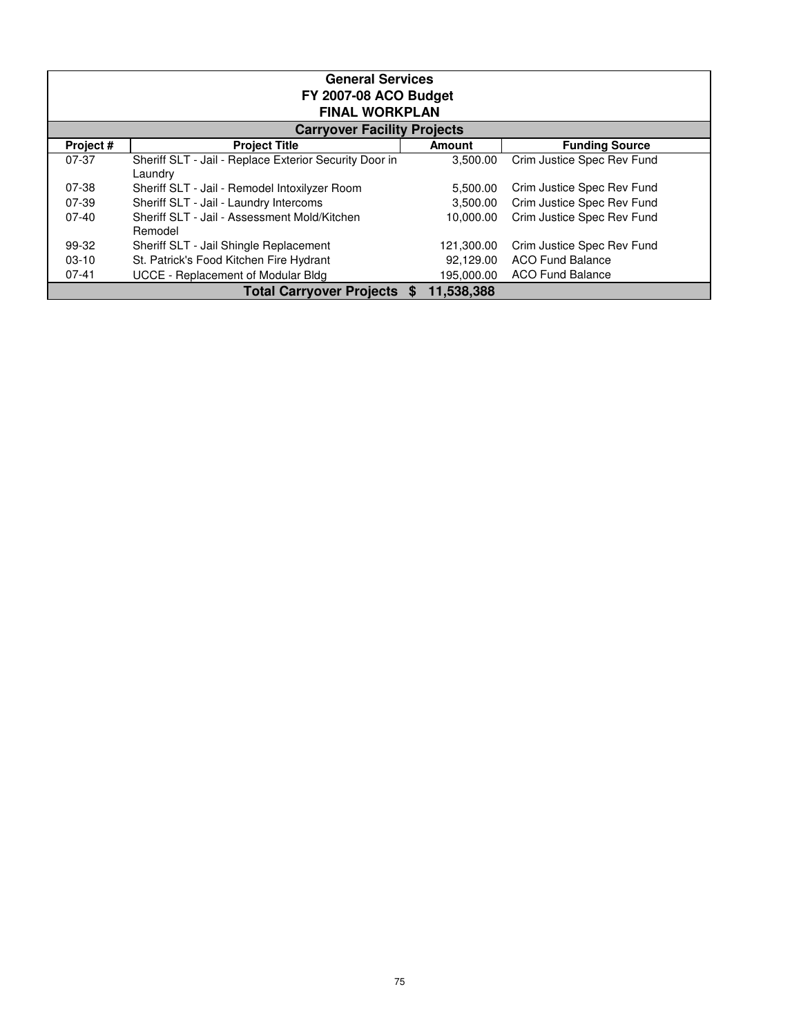# General Services
## FY 2007-08 ACO Budget
### FINAL WORKPLAN

**Carryover Facility Projects**

| Project # | Project Title | Amount | Funding Source |
|---|---|---|---|
| 07-37 | Sheriff SLT - Jail - Replace Exterior Security Door in Laundry | 3,500.00 | Crim Justice Spec Rev Fund |
| 07-38 | Sheriff SLT - Jail - Remodel Intoxilyzer Room | 5,500.00 | Crim Justice Spec Rev Fund |
| 07-39 | Sheriff SLT - Jail - Laundry Intercoms | 3,500.00 | Crim Justice Spec Rev Fund |
| 07-40 | Sheriff SLT - Jail - Assessment Mold/Kitchen Remodel | 10,000.00 | Crim Justice Spec Rev Fund |
| 99-32 | Sheriff SLT - Jail Shingle Replacement | 121,300.00 | Crim Justice Spec Rev Fund |
| 03-10 | St. Patrick's Food Kitchen Fire Hydrant | 92,129.00 | ACO Fund Balance |
| 07-41 | UCCE - Replacement of Modular Bldg | 195,000.00 | ACO Fund Balance |
| | **Total Carryover Projects $** | **11,538,388** | |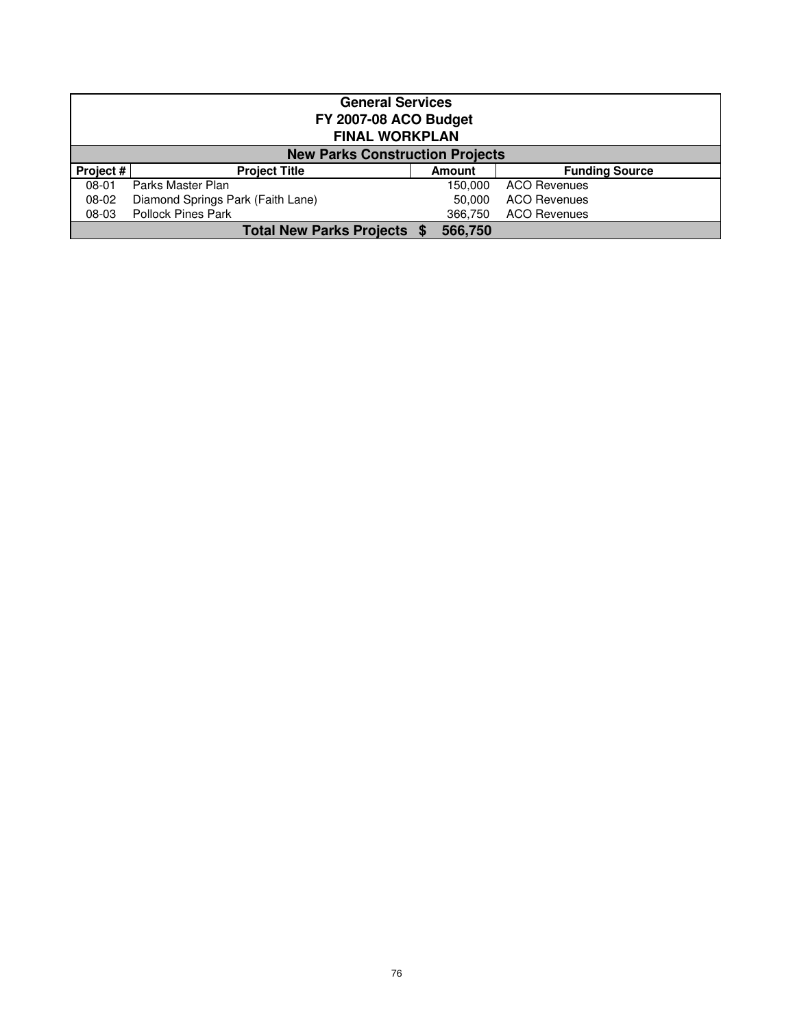**General Services**
**FY 2007-08 ACO Budget**
**FINAL WORKPLAN**

| New Parks Construction Projects | | | |
|---|---|---|---|
| **Project #** | **Project Title** | **Amount** | **Funding Source** |
| 08-01 | Parks Master Plan | 150,000 | ACO Revenues |
| 08-02 | Diamond Springs Park (Faith Lane) | 50,000 | ACO Revenues |
| 08-03 | Pollock Pines Park | 366,750 | ACO Revenues |
| | **Total New Parks Projects** | **$ 566,750** | |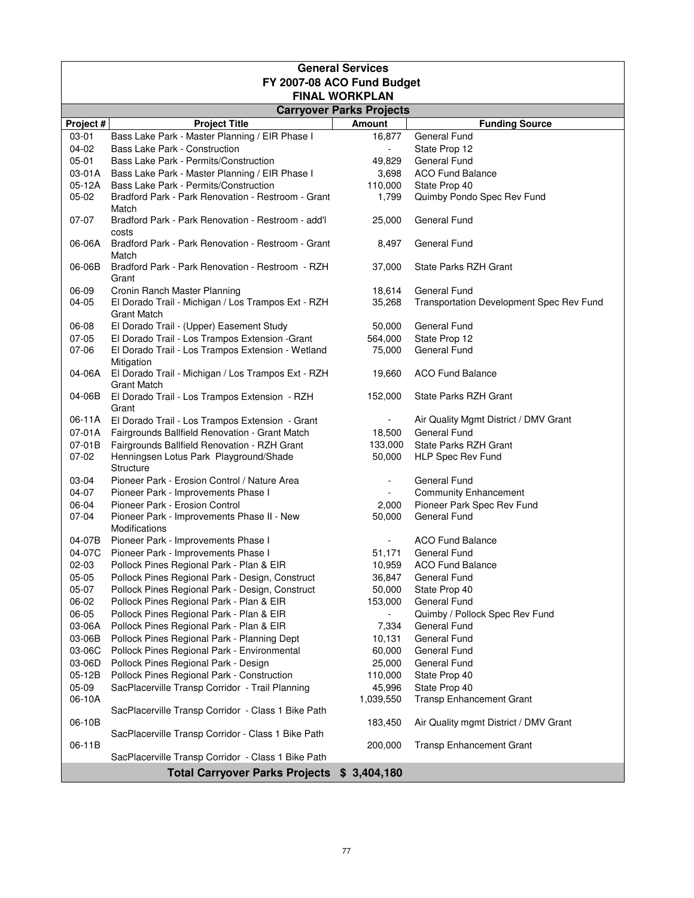# General Services
## FY 2007-08 ACO Fund Budget
## FINAL WORKPLAN
### Carryover Parks Projects

| Project # | Project Title | Amount | Funding Source |
|---|---|---|---|
| 03-01 | Bass Lake Park - Master Planning / EIR Phase I | 16,877 | General Fund |
| 04-02 | Bass Lake Park - Construction | - | State Prop 12 |
| 05-01 | Bass Lake Park - Permits/Construction | 49,829 | General Fund |
| 03-01A | Bass Lake Park - Master Planning / EIR Phase I | 3,698 | ACO Fund Balance |
| 05-12A | Bass Lake Park - Permits/Construction | 110,000 | State Prop 40 |
| 05-02 | Bradford Park - Park Renovation - Restroom - Grant Match | 1,799 | Quimby Pondo Spec Rev Fund |
| 07-07 | Bradford Park - Park Renovation - Restroom - add'l costs | 25,000 | General Fund |
| 06-06A | Bradford Park - Park Renovation - Restroom - Grant Match | 8,497 | General Fund |
| 06-06B | Bradford Park - Park Renovation - Restroom - RZH Grant | 37,000 | State Parks RZH Grant |
| 06-09 | Cronin Ranch Master Planning | 18,614 | General Fund |
| 04-05 | El Dorado Trail - Michigan / Los Trampos Ext - RZH Grant Match | 35,268 | Transportation Development Spec Rev Fund |
| 06-08 | El Dorado Trail - (Upper) Easement Study | 50,000 | General Fund |
| 07-05 | El Dorado Trail - Los Trampos Extension -Grant | 564,000 | State Prop 12 |
| 07-06 | El Dorado Trail - Los Trampos Extension - Wetland Mitigation | 75,000 | General Fund |
| 04-06A | El Dorado Trail - Michigan / Los Trampos Ext - RZH Grant Match | 19,660 | ACO Fund Balance |
| 04-06B | El Dorado Trail - Los Trampos Extension - RZH Grant | 152,000 | State Parks RZH Grant |
| 06-11A | El Dorado Trail - Los Trampos Extension - Grant | - | Air Quality Mgmt District / DMV Grant |
| 07-01A | Fairgrounds Ballfield Renovation - Grant Match | 18,500 | General Fund |
| 07-01B | Fairgrounds Ballfield Renovation - RZH Grant | 133,000 | State Parks RZH Grant |
| 07-02 | Henningsen Lotus Park Playground/Shade Structure | 50,000 | HLP Spec Rev Fund |
| 03-04 | Pioneer Park - Erosion Control / Nature Area | - | General Fund |
| 04-07 | Pioneer Park - Improvements Phase I | - | Community Enhancement |
| 06-04 | Pioneer Park - Erosion Control | 2,000 | Pioneer Park Spec Rev Fund |
| 07-04 | Pioneer Park - Improvements Phase II - New Modifications | 50,000 | General Fund |
| 04-07B | Pioneer Park - Improvements Phase I | - | ACO Fund Balance |
| 04-07C | Pioneer Park - Improvements Phase I | 51,171 | General Fund |
| 02-03 | Pollock Pines Regional Park - Plan & EIR | 10,959 | ACO Fund Balance |
| 05-05 | Pollock Pines Regional Park - Design, Construct | 36,847 | General Fund |
| 05-07 | Pollock Pines Regional Park - Design, Construct | 50,000 | State Prop 40 |
| 06-02 | Pollock Pines Regional Park - Plan & EIR | 153,000 | General Fund |
| 06-05 | Pollock Pines Regional Park - Plan & EIR | - | Quimby / Pollock Spec Rev Fund |
| 03-06A | Pollock Pines Regional Park - Plan & EIR | 7,334 | General Fund |
| 03-06B | Pollock Pines Regional Park - Planning Dept | 10,131 | General Fund |
| 03-06C | Pollock Pines Regional Park - Environmental | 60,000 | General Fund |
| 03-06D | Pollock Pines Regional Park - Design | 25,000 | General Fund |
| 05-12B | Pollock Pines Regional Park - Construction | 110,000 | State Prop 40 |
| 05-09 | SacPlacerville Transp Corridor - Trail Planning | 45,996 | State Prop 40 |
| 06-10A | SacPlacerville Transp Corridor - Class 1 Bike Path | 1,039,550 | Transp Enhancement Grant |
| 06-10B | SacPlacerville Transp Corridor - Class 1 Bike Path | 183,450 | Air Quality mgmt District / DMV Grant |
| 06-11B | SacPlacerville Transp Corridor - Class 1 Bike Path | 200,000 | Transp Enhancement Grant |
| | **Total Carryover Parks Projects** | **$ 3,404,180** | |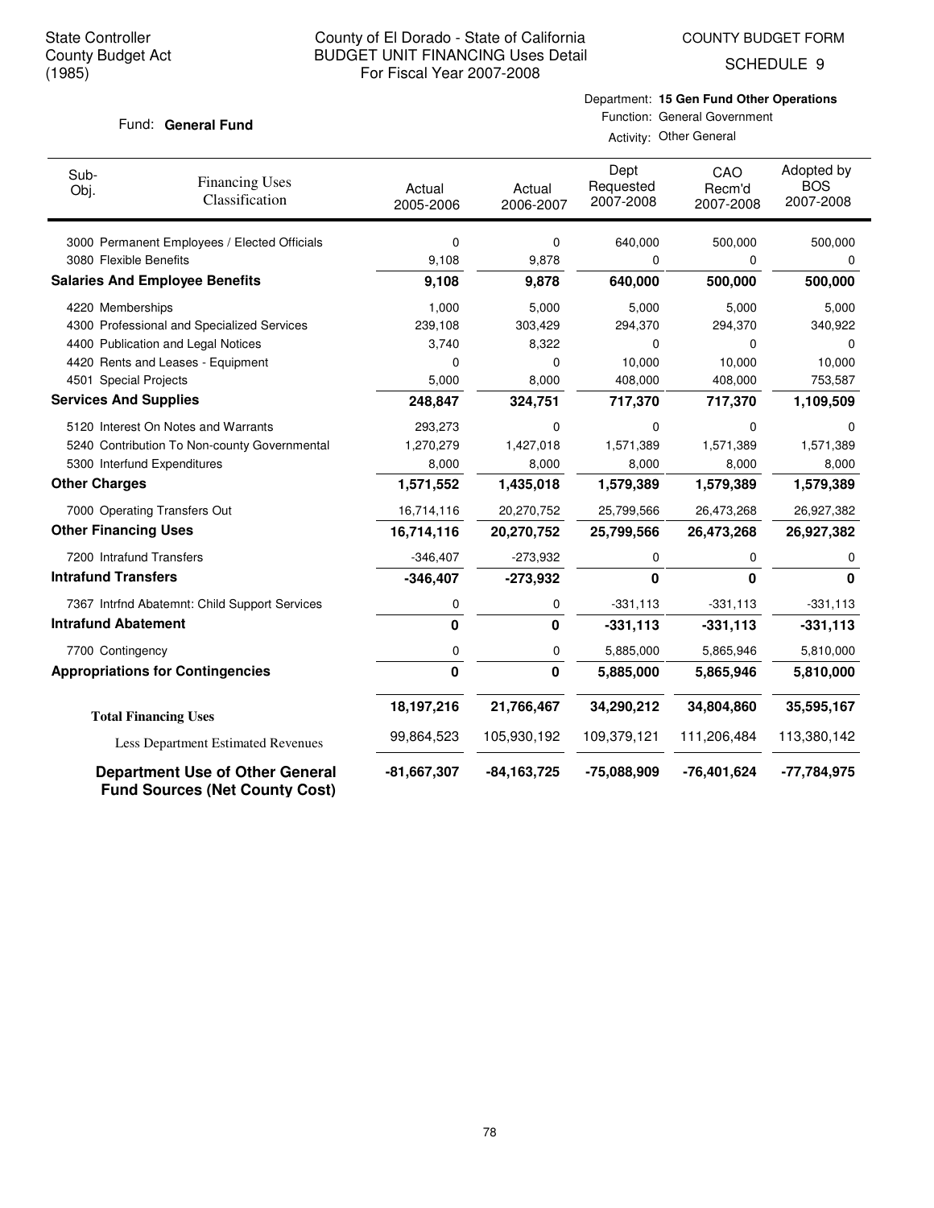State Controller
County Budget Act
(1985)

County of El Dorado - State of California
BUDGET UNIT FINANCING Uses Detail
For Fiscal Year 2007-2008

COUNTY BUDGET FORM
SCHEDULE 9

Fund: **General Fund**

Department: **15 Gen Fund Other Operations**
Function: General Government
Activity: Other General

| Sub-Obj. | Financing Uses Classification | Actual 2005-2006 | Actual 2006-2007 | Dept Requested 2007-2008 | CAO Recm'd 2007-2008 | Adopted by BOS 2007-2008 |
|---|---|---|---|---|---|---|
| 3000 | Permanent Employees / Elected Officials | 0 | 0 | 640,000 | 500,000 | 500,000 |
| 3080 | Flexible Benefits | 9,108 | 9,878 | 0 | 0 | 0 |
| **Salaries And Employee Benefits** | | **9,108** | **9,878** | **640,000** | **500,000** | **500,000** |
| 4220 | Memberships | 1,000 | 5,000 | 5,000 | 5,000 | 5,000 |
| 4300 | Professional and Specialized Services | 239,108 | 303,429 | 294,370 | 294,370 | 340,922 |
| 4400 | Publication and Legal Notices | 3,740 | 8,322 | 0 | 0 | 0 |
| 4420 | Rents and Leases - Equipment | 0 | 0 | 10,000 | 10,000 | 10,000 |
| 4501 | Special Projects | 5,000 | 8,000 | 408,000 | 408,000 | 753,587 |
| **Services And Supplies** | | **248,847** | **324,751** | **717,370** | **717,370** | **1,109,509** |
| 5120 | Interest On Notes and Warrants | 293,273 | 0 | 0 | 0 | 0 |
| 5240 | Contribution To Non-county Governmental | 1,270,279 | 1,427,018 | 1,571,389 | 1,571,389 | 1,571,389 |
| 5300 | Interfund Expenditures | 8,000 | 8,000 | 8,000 | 8,000 | 8,000 |
| **Other Charges** | | **1,571,552** | **1,435,018** | **1,579,389** | **1,579,389** | **1,579,389** |
| 7000 | Operating Transfers Out | 16,714,116 | 20,270,752 | 25,799,566 | 26,473,268 | 26,927,382 |
| **Other Financing Uses** | | **16,714,116** | **20,270,752** | **25,799,566** | **26,473,268** | **26,927,382** |
| 7200 | Intrafund Transfers | -346,407 | -273,932 | 0 | 0 | 0 |
| **Intrafund Transfers** | | **-346,407** | **-273,932** | **0** | **0** | **0** |
| 7367 | Intrfnd Abatemnt: Child Support Services | 0 | 0 | -331,113 | -331,113 | -331,113 |
| **Intrafund Abatement** | | **0** | **0** | **-331,113** | **-331,113** | **-331,113** |
| 7700 | Contingency | 0 | 0 | 5,885,000 | 5,865,946 | 5,810,000 |
| **Appropriations for Contingencies** | | **0** | **0** | **5,885,000** | **5,865,946** | **5,810,000** |
| **Total Financing Uses** | | **18,197,216** | **21,766,467** | **34,290,212** | **34,804,860** | **35,595,167** |
| Less Department Estimated Revenues | | 99,864,523 | 105,930,192 | 109,379,121 | 111,206,484 | 113,380,142 |
| **Department Use of Other General Fund Sources (Net County Cost)** | | **-81,667,307** | **-84,163,725** | **-75,088,909** | **-76,401,624** | **-77,784,975** |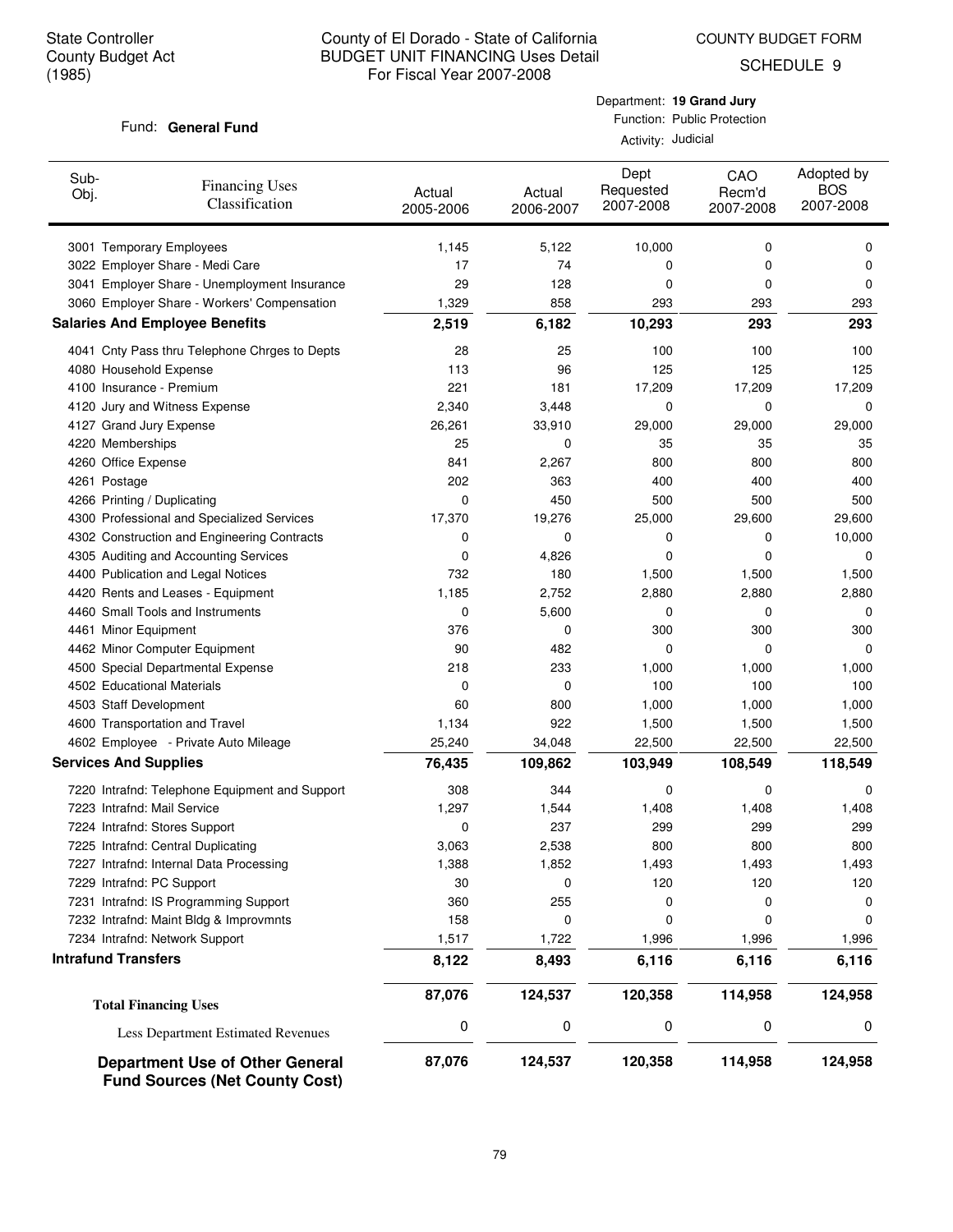State Controller
County Budget Act
(1985)

County of El Dorado - State of California
BUDGET UNIT FINANCING Uses Detail
For Fiscal Year 2007-2008

COUNTY BUDGET FORM
SCHEDULE 9

Fund: **General Fund**

Department: **19 Grand Jury**
Function: Public Protection
Activity: Judicial

| Sub-Obj. | Financing Uses Classification | Actual 2005-2006 | Actual 2006-2007 | Dept Requested 2007-2008 | CAO Recm'd 2007-2008 | Adopted by BOS 2007-2008 |
|---|---|---|---|---|---|---|
| 3001 | Temporary Employees | 1,145 | 5,122 | 10,000 | 0 | 0 |
| 3022 | Employer Share - Medi Care | 17 | 74 | 0 | 0 | 0 |
| 3041 | Employer Share - Unemployment Insurance | 29 | 128 | 0 | 0 | 0 |
| 3060 | Employer Share - Workers' Compensation | 1,329 | 858 | 293 | 293 | 293 |
| **Salaries And Employee Benefits** | | **2,519** | **6,182** | **10,293** | **293** | **293** |
| 4041 | Cnty Pass thru Telephone Chrges to Depts | 28 | 25 | 100 | 100 | 100 |
| 4080 | Household Expense | 113 | 96 | 125 | 125 | 125 |
| 4100 | Insurance - Premium | 221 | 181 | 17,209 | 17,209 | 17,209 |
| 4120 | Jury and Witness Expense | 2,340 | 3,448 | 0 | 0 | 0 |
| 4127 | Grand Jury Expense | 26,261 | 33,910 | 29,000 | 29,000 | 29,000 |
| 4220 | Memberships | 25 | 0 | 35 | 35 | 35 |
| 4260 | Office Expense | 841 | 2,267 | 800 | 800 | 800 |
| 4261 | Postage | 202 | 363 | 400 | 400 | 400 |
| 4266 | Printing / Duplicating | 0 | 450 | 500 | 500 | 500 |
| 4300 | Professional and Specialized Services | 17,370 | 19,276 | 25,000 | 29,600 | 29,600 |
| 4302 | Construction and Engineering Contracts | 0 | 0 | 0 | 0 | 10,000 |
| 4305 | Auditing and Accounting Services | 0 | 4,826 | 0 | 0 | 0 |
| 4400 | Publication and Legal Notices | 732 | 180 | 1,500 | 1,500 | 1,500 |
| 4420 | Rents and Leases - Equipment | 1,185 | 2,752 | 2,880 | 2,880 | 2,880 |
| 4460 | Small Tools and Instruments | 0 | 5,600 | 0 | 0 | 0 |
| 4461 | Minor Equipment | 376 | 0 | 300 | 300 | 300 |
| 4462 | Minor Computer Equipment | 90 | 482 | 0 | 0 | 0 |
| 4500 | Special Departmental Expense | 218 | 233 | 1,000 | 1,000 | 1,000 |
| 4502 | Educational Materials | 0 | 0 | 100 | 100 | 100 |
| 4503 | Staff Development | 60 | 800 | 1,000 | 1,000 | 1,000 |
| 4600 | Transportation and Travel | 1,134 | 922 | 1,500 | 1,500 | 1,500 |
| 4602 | Employee - Private Auto Mileage | 25,240 | 34,048 | 22,500 | 22,500 | 22,500 |
| **Services And Supplies** | | **76,435** | **109,862** | **103,949** | **108,549** | **118,549** |
| 7220 | Intrafnd: Telephone Equipment and Support | 308 | 344 | 0 | 0 | 0 |
| 7223 | Intrafnd: Mail Service | 1,297 | 1,544 | 1,408 | 1,408 | 1,408 |
| 7224 | Intrafnd: Stores Support | 0 | 237 | 299 | 299 | 299 |
| 7225 | Intrafnd: Central Duplicating | 3,063 | 2,538 | 800 | 800 | 800 |
| 7227 | Intrafnd: Internal Data Processing | 1,388 | 1,852 | 1,493 | 1,493 | 1,493 |
| 7229 | Intrafnd: PC Support | 30 | 0 | 120 | 120 | 120 |
| 7231 | Intrafnd: IS Programming Support | 360 | 255 | 0 | 0 | 0 |
| 7232 | Intrafnd: Maint Bldg & Improvmnts | 158 | 0 | 0 | 0 | 0 |
| 7234 | Intrafnd: Network Support | 1,517 | 1,722 | 1,996 | 1,996 | 1,996 |
| **Intrafund Transfers** | | **8,122** | **8,493** | **6,116** | **6,116** | **6,116** |
| **Total Financing Uses** | | **87,076** | **124,537** | **120,358** | **114,958** | **124,958** |
| Less Department Estimated Revenues | | 0 | 0 | 0 | 0 | 0 |
| **Department Use of Other General Fund Sources (Net County Cost)** | | **87,076** | **124,537** | **120,358** | **114,958** | **124,958** |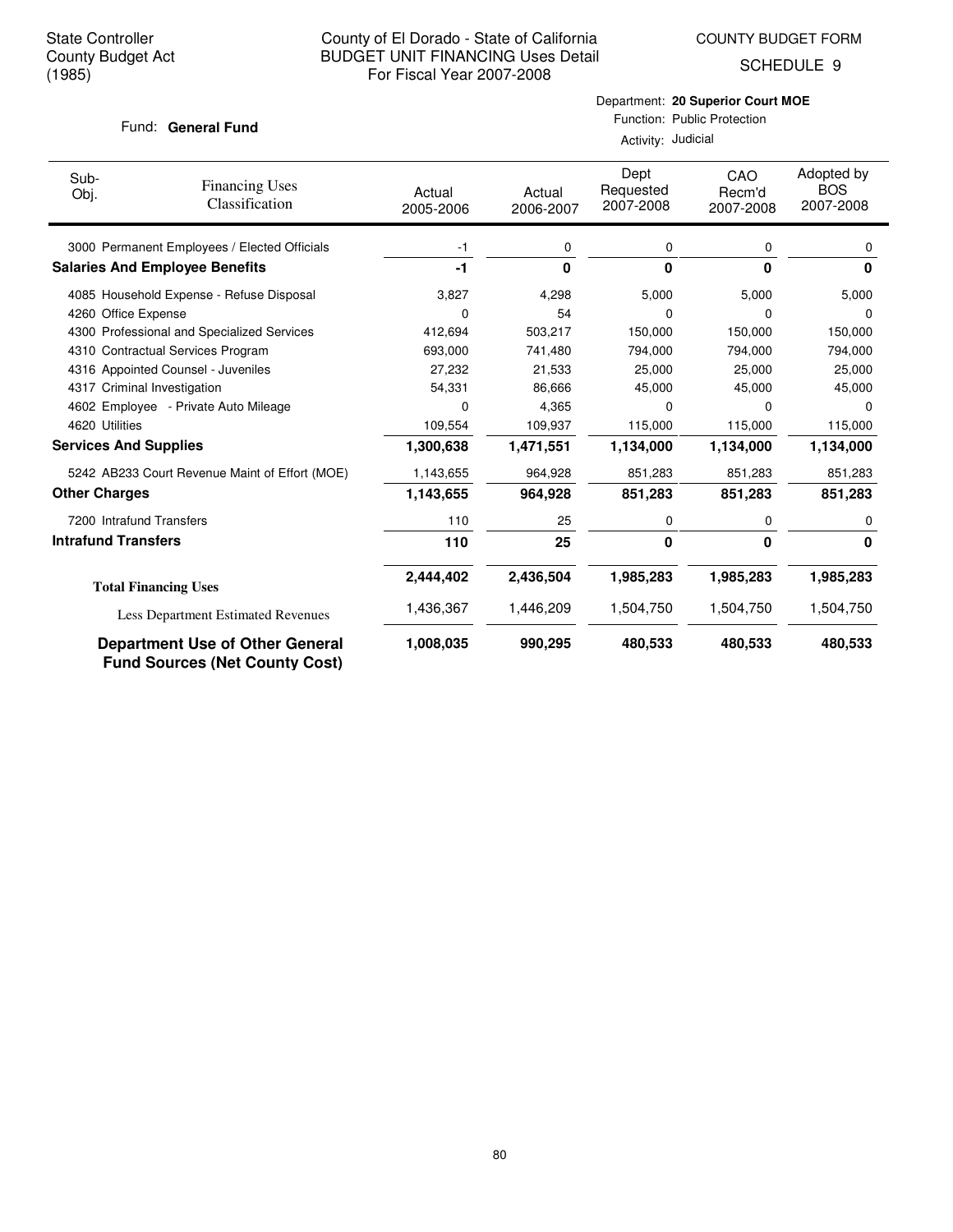State Controller
County Budget Act
(1985)

County of El Dorado - State of California
BUDGET UNIT FINANCING Uses Detail
For Fiscal Year 2007-2008

COUNTY BUDGET FORM
SCHEDULE 9

Fund: **General Fund**

Department: **20 Superior Court MOE**
Function: Public Protection
Activity: Judicial

| Sub-Obj. | Financing Uses Classification | Actual 2005-2006 | Actual 2006-2007 | Dept Requested 2007-2008 | CAO Recm'd 2007-2008 | Adopted by BOS 2007-2008 |
|---|---|---|---|---|---|---|
| 3000 | Permanent Employees / Elected Officials | -1 | 0 | 0 | 0 | 0 |
| **Salaries And Employee Benefits** | | **-1** | **0** | **0** | **0** | **0** |
| 4085 | Household Expense - Refuse Disposal | 3,827 | 4,298 | 5,000 | 5,000 | 5,000 |
| 4260 | Office Expense | 0 | 54 | 0 | 0 | 0 |
| 4300 | Professional and Specialized Services | 412,694 | 503,217 | 150,000 | 150,000 | 150,000 |
| 4310 | Contractual Services Program | 693,000 | 741,480 | 794,000 | 794,000 | 794,000 |
| 4316 | Appointed Counsel - Juveniles | 27,232 | 21,533 | 25,000 | 25,000 | 25,000 |
| 4317 | Criminal Investigation | 54,331 | 86,666 | 45,000 | 45,000 | 45,000 |
| 4602 | Employee - Private Auto Mileage | 0 | 4,365 | 0 | 0 | 0 |
| 4620 | Utilities | 109,554 | 109,937 | 115,000 | 115,000 | 115,000 |
| **Services And Supplies** | | **1,300,638** | **1,471,551** | **1,134,000** | **1,134,000** | **1,134,000** |
| 5242 | AB233 Court Revenue Maint of Effort (MOE) | 1,143,655 | 964,928 | 851,283 | 851,283 | 851,283 |
| **Other Charges** | | **1,143,655** | **964,928** | **851,283** | **851,283** | **851,283** |
| 7200 | Intrafund Transfers | 110 | 25 | 0 | 0 | 0 |
| **Intrafund Transfers** | | **110** | **25** | **0** | **0** | **0** |
| **Total Financing Uses** | | **2,444,402** | **2,436,504** | **1,985,283** | **1,985,283** | **1,985,283** |
| Less Department Estimated Revenues | | 1,436,367 | 1,446,209 | 1,504,750 | 1,504,750 | 1,504,750 |
| **Department Use of Other General Fund Sources (Net County Cost)** | | **1,008,035** | **990,295** | **480,533** | **480,533** | **480,533** |